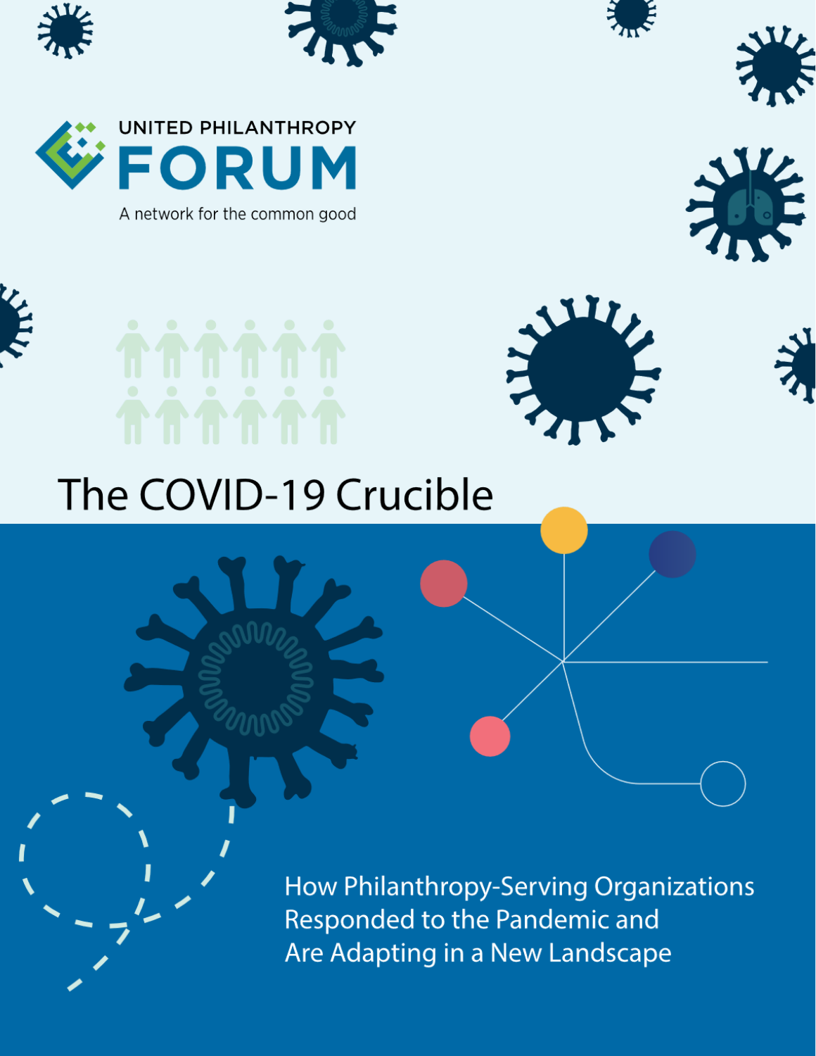UNITED PHILANTHROPY

FORUM

A network for the common good

# The COVID-19 Crucible

## How Philanthropy-Serving Organizations Responded to the Pandemic and Are Adapting in a New Landscape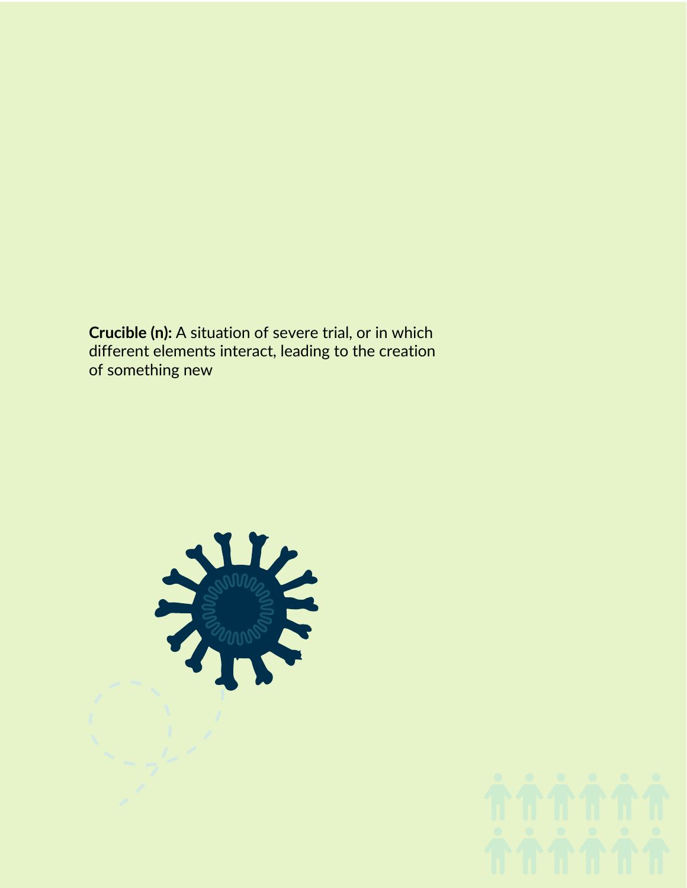**Crucible (n):** A situation of severe trial, or in which different elements interact, leading to the creation of something new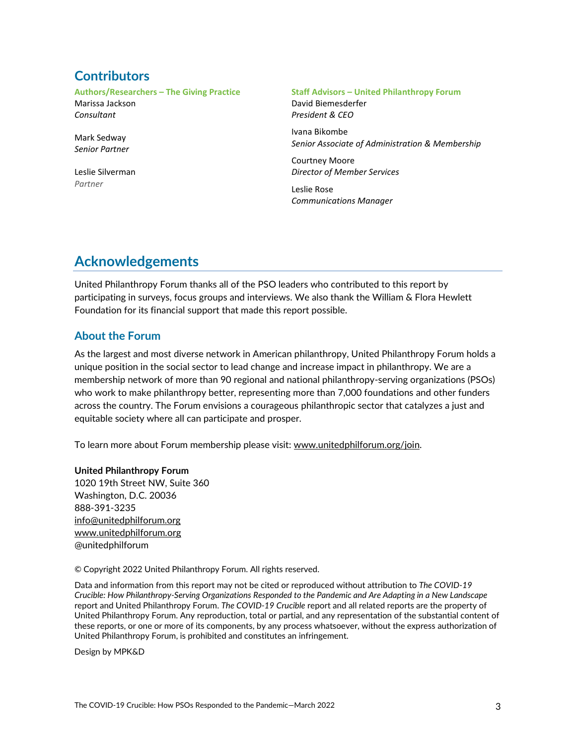## Contributors

**Authors/Researchers – The Giving Practice**

Marissa Jackson
*Consultant*

Mark Sedway
*Senior Partner*

Leslie Silverman
*Partner*

**Staff Advisors – United Philanthropy Forum**

David Biemesderfer
*President & CEO*

Ivana Bikombe
*Senior Associate of Administration & Membership*

Courtney Moore
*Director of Member Services*

Leslie Rose
*Communications Manager*

## Acknowledgements

United Philanthropy Forum thanks all of the PSO leaders who contributed to this report by participating in surveys, focus groups and interviews. We also thank the William & Flora Hewlett Foundation for its financial support that made this report possible.

### About the Forum

As the largest and most diverse network in American philanthropy, United Philanthropy Forum holds a unique position in the social sector to lead change and increase impact in philanthropy. We are a membership network of more than 90 regional and national philanthropy-serving organizations (PSOs) who work to make philanthropy better, representing more than 7,000 foundations and other funders across the country. The Forum envisions a courageous philanthropic sector that catalyzes a just and equitable society where all can participate and prosper.

To learn more about Forum membership please visit: www.unitedphilforum.org/join.

**United Philanthropy Forum**
1020 19th Street NW, Suite 360
Washington, D.C. 20036
888-391-3235
info@unitedphilforum.org
www.unitedphilforum.org
@unitedphilforum

© Copyright 2022 United Philanthropy Forum. All rights reserved.

Data and information from this report may not be cited or reproduced without attribution to *The COVID-19 Crucible: How Philanthropy-Serving Organizations Responded to the Pandemic and Are Adapting in a New Landscape* report and United Philanthropy Forum. *The COVID-19 Crucible* report and all related reports are the property of United Philanthropy Forum. Any reproduction, total or partial, and any representation of the substantial content of these reports, or one or more of its components, by any process whatsoever, without the express authorization of United Philanthropy Forum, is prohibited and constitutes an infringement.

Design by MPK&D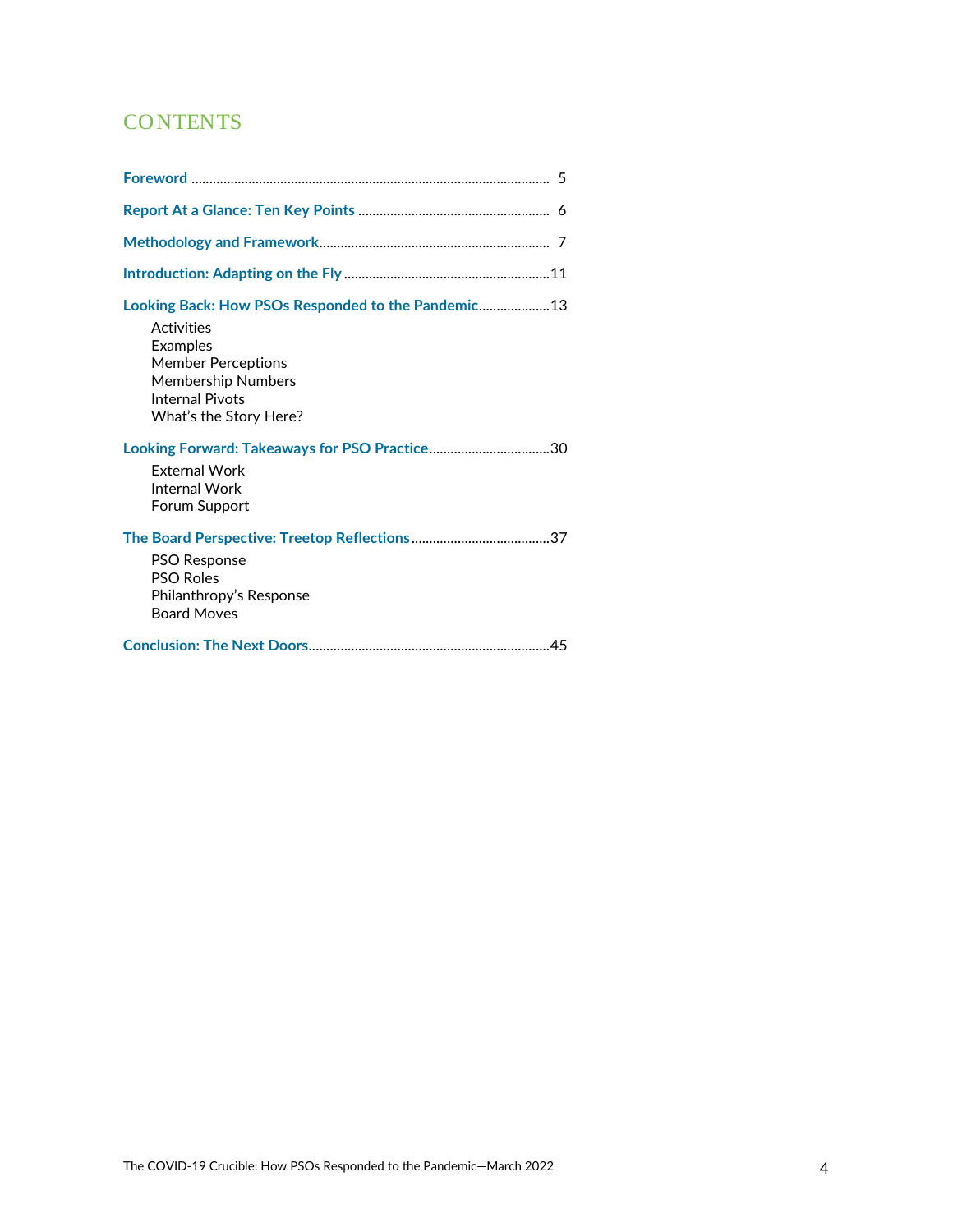# CONTENTS

Foreword ..................................................................................................... 5

Report At a Glance: Ten Key Points ..................................................... 6

Methodology and Framework................................................................ 7

Introduction: Adapting on the Fly ..........................................................11

Looking Back: How PSOs Responded to the Pandemic....................13

- Activities
- Examples
- Member Perceptions
- Membership Numbers
- Internal Pivots
- What's the Story Here?

Looking Forward: Takeaways for PSO Practice..................................30

- External Work
- Internal Work
- Forum Support

The Board Perspective: Treetop Reflections.......................................37

- PSO Response
- PSO Roles
- Philanthropy's Response
- Board Moves

Conclusion: The Next Doors...................................................................45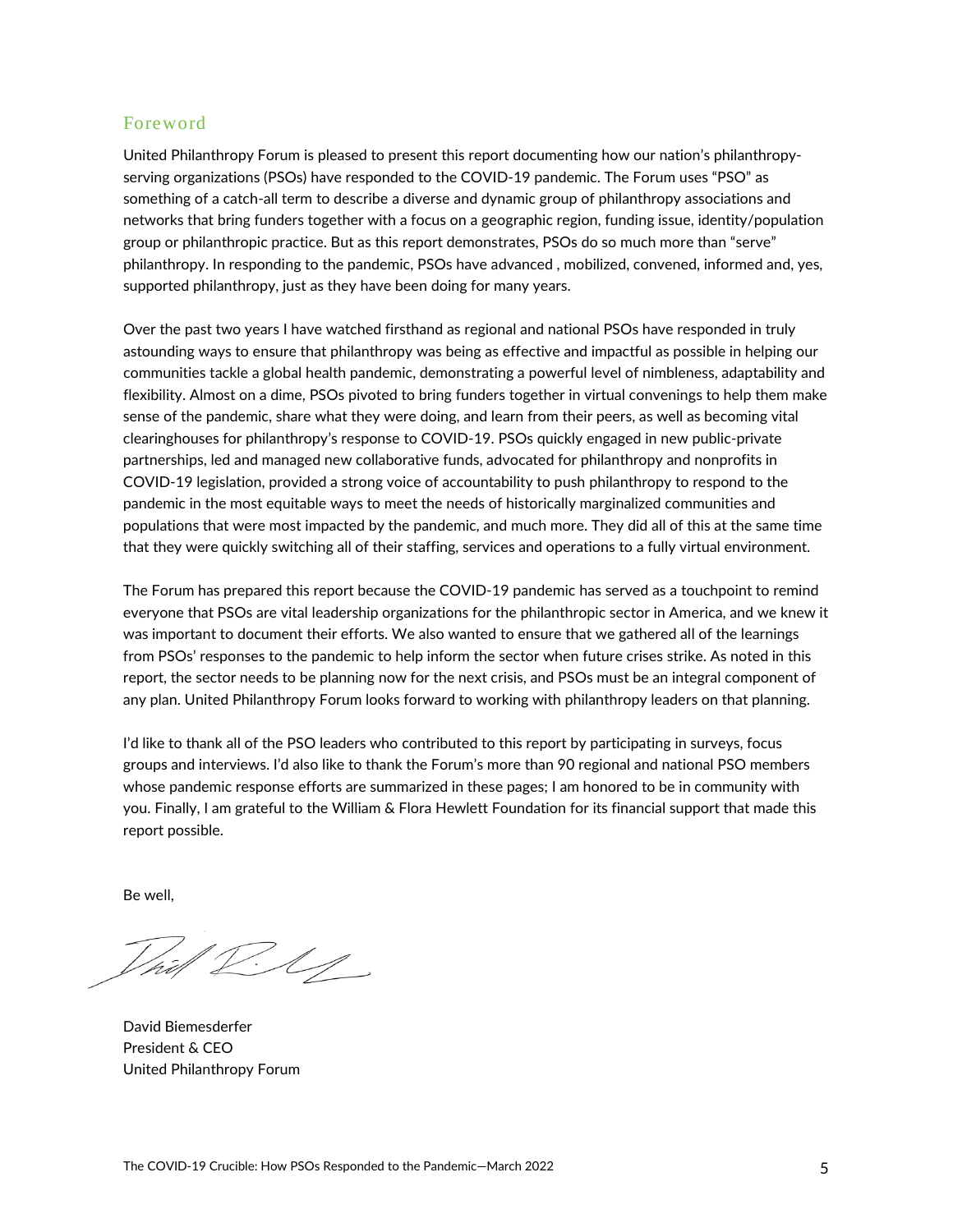## Foreword

United Philanthropy Forum is pleased to present this report documenting how our nation's philanthropy-serving organizations (PSOs) have responded to the COVID-19 pandemic. The Forum uses "PSO" as something of a catch-all term to describe a diverse and dynamic group of philanthropy associations and networks that bring funders together with a focus on a geographic region, funding issue, identity/population group or philanthropic practice. But as this report demonstrates, PSOs do so much more than "serve" philanthropy. In responding to the pandemic, PSOs have advanced , mobilized, convened, informed and, yes, supported philanthropy, just as they have been doing for many years.

Over the past two years I have watched firsthand as regional and national PSOs have responded in truly astounding ways to ensure that philanthropy was being as effective and impactful as possible in helping our communities tackle a global health pandemic, demonstrating a powerful level of nimbleness, adaptability and flexibility. Almost on a dime, PSOs pivoted to bring funders together in virtual convenings to help them make sense of the pandemic, share what they were doing, and learn from their peers, as well as becoming vital clearinghouses for philanthropy's response to COVID-19. PSOs quickly engaged in new public-private partnerships, led and managed new collaborative funds, advocated for philanthropy and nonprofits in COVID-19 legislation, provided a strong voice of accountability to push philanthropy to respond to the pandemic in the most equitable ways to meet the needs of historically marginalized communities and populations that were most impacted by the pandemic, and much more. They did all of this at the same time that they were quickly switching all of their staffing, services and operations to a fully virtual environment.

The Forum has prepared this report because the COVID-19 pandemic has served as a touchpoint to remind everyone that PSOs are vital leadership organizations for the philanthropic sector in America, and we knew it was important to document their efforts. We also wanted to ensure that we gathered all of the learnings from PSOs' responses to the pandemic to help inform the sector when future crises strike. As noted in this report, the sector needs to be planning now for the next crisis, and PSOs must be an integral component of any plan. United Philanthropy Forum looks forward to working with philanthropy leaders on that planning.

I'd like to thank all of the PSO leaders who contributed to this report by participating in surveys, focus groups and interviews. I'd also like to thank the Forum's more than 90 regional and national PSO members whose pandemic response efforts are summarized in these pages; I am honored to be in community with you. Finally, I am grateful to the William & Flora Hewlett Foundation for its financial support that made this report possible.

Be well,

David Biemesderfer
President & CEO
United Philanthropy Forum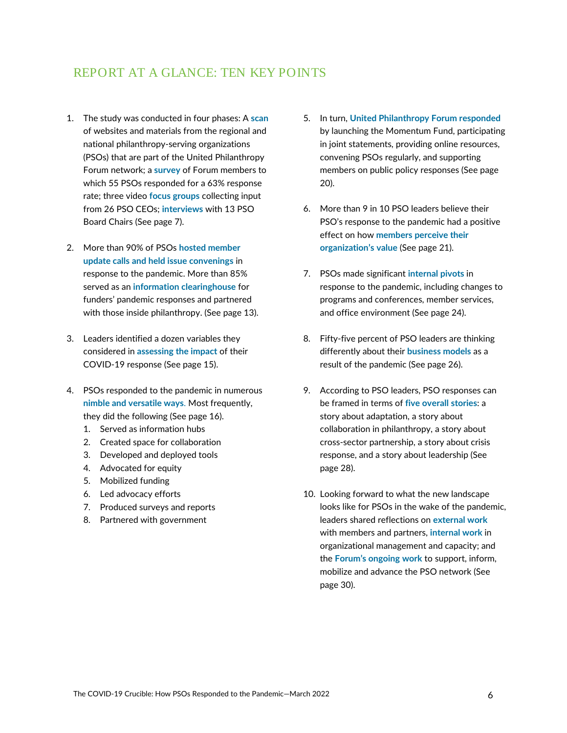## REPORT AT A GLANCE: TEN KEY POINTS

1. The study was conducted in four phases: A **scan** of websites and materials from the regional and national philanthropy-serving organizations (PSOs) that are part of the United Philanthropy Forum network; a **survey** of Forum members to which 55 PSOs responded for a 63% response rate; three video **focus groups** collecting input from 26 PSO CEOs; **interviews** with 13 PSO Board Chairs (See page 7).

2. More than 90% of PSOs **hosted member update calls and held issue convenings** in response to the pandemic. More than 85% served as an **information clearinghouse** for funders' pandemic responses and partnered with those inside philanthropy. (See page 13).

3. Leaders identified a dozen variables they considered in **assessing the impact** of their COVID-19 response (See page 15).

4. PSOs responded to the pandemic in numerous **nimble and versatile ways.** Most frequently, they did the following (See page 16).
    1. Served as information hubs
    2. Created space for collaboration
    3. Developed and deployed tools
    4. Advocated for equity
    5. Mobilized funding
    6. Led advocacy efforts
    7. Produced surveys and reports
    8. Partnered with government

5. In turn, **United Philanthropy Forum responded** by launching the Momentum Fund, participating in joint statements, providing online resources, convening PSOs regularly, and supporting members on public policy responses (See page 20).

6. More than 9 in 10 PSO leaders believe their PSO's response to the pandemic had a positive effect on how **members perceive their organization's value** (See page 21).

7. PSOs made significant **internal pivots** in response to the pandemic, including changes to programs and conferences, member services, and office environment (See page 24).

8. Fifty-five percent of PSO leaders are thinking differently about their **business models** as a result of the pandemic (See page 26).

9. According to PSO leaders, PSO responses can be framed in terms of **five overall stories**: a story about adaptation, a story about collaboration in philanthropy, a story about cross-sector partnership, a story about crisis response, and a story about leadership (See page 28).

10. Looking forward to what the new landscape looks like for PSOs in the wake of the pandemic, leaders shared reflections on **external work** with members and partners, **internal work** in organizational management and capacity; and the **Forum's ongoing work** to support, inform, mobilize and advance the PSO network (See page 30).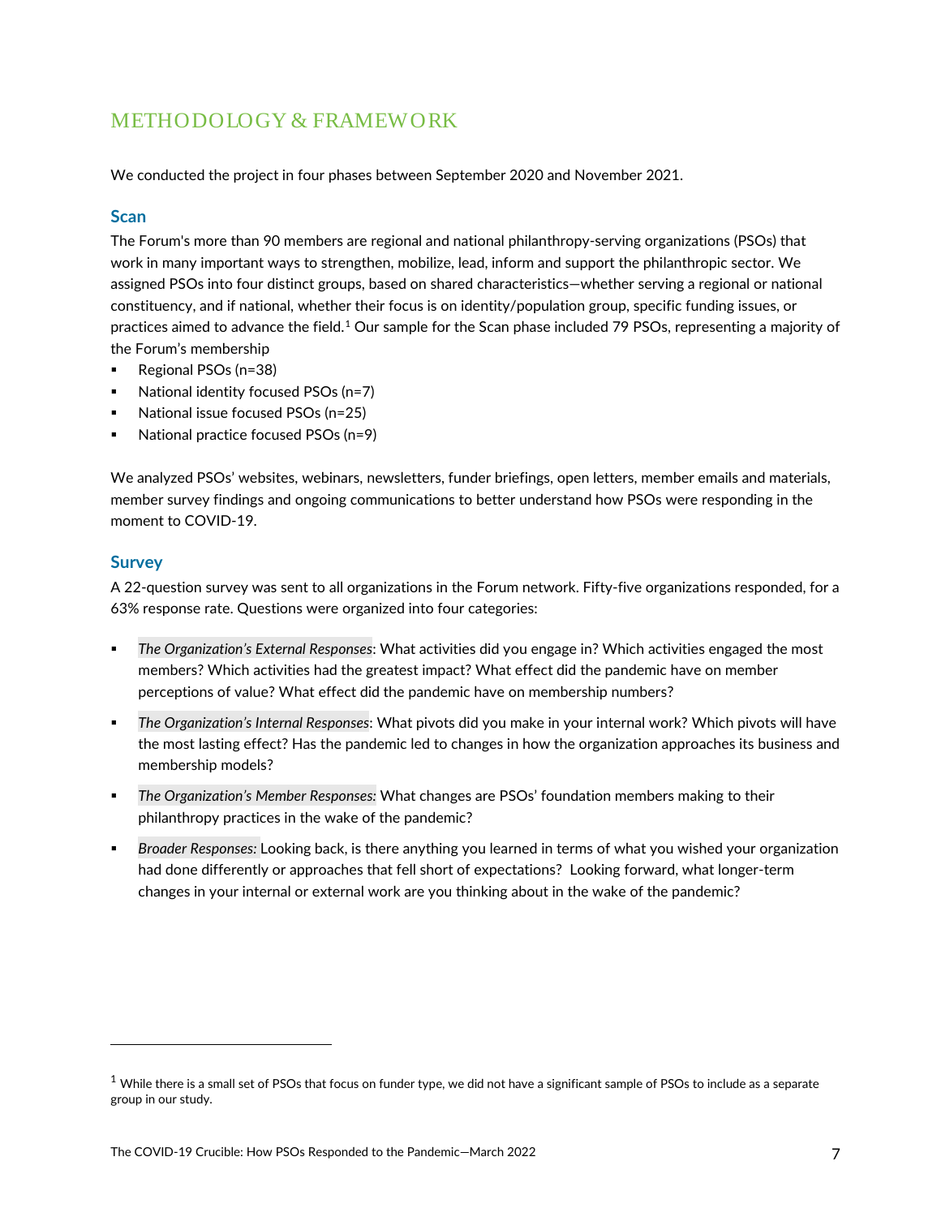## METHODOLOGY & FRAMEWORK

We conducted the project in four phases between September 2020 and November 2021.

### Scan

The Forum's more than 90 members are regional and national philanthropy-serving organizations (PSOs) that work in many important ways to strengthen, mobilize, lead, inform and support the philanthropic sector. We assigned PSOs into four distinct groups, based on shared characteristics—whether serving a regional or national constituency, and if national, whether their focus is on identity/population group, specific funding issues, or practices aimed to advance the field.[1] Our sample for the Scan phase included 79 PSOs, representing a majority of the Forum's membership

- Regional PSOs (n=38)
- National identity focused PSOs (n=7)
- National issue focused PSOs (n=25)
- National practice focused PSOs (n=9)

We analyzed PSOs' websites, webinars, newsletters, funder briefings, open letters, member emails and materials, member survey findings and ongoing communications to better understand how PSOs were responding in the moment to COVID-19.

### Survey

A 22-question survey was sent to all organizations in the Forum network. Fifty-five organizations responded, for a 63% response rate. Questions were organized into four categories:

- *The Organization's External Responses*: What activities did you engage in? Which activities engaged the most members? Which activities had the greatest impact? What effect did the pandemic have on member perceptions of value? What effect did the pandemic have on membership numbers?
- *The Organization's Internal Responses*: What pivots did you make in your internal work? Which pivots will have the most lasting effect? Has the pandemic led to changes in how the organization approaches its business and membership models?
- *The Organization's Member Responses:* What changes are PSOs' foundation members making to their philanthropy practices in the wake of the pandemic?
- *Broader Responses:* Looking back, is there anything you learned in terms of what you wished your organization had done differently or approaches that fell short of expectations? Looking forward, what longer-term changes in your internal or external work are you thinking about in the wake of the pandemic?

---

[1] While there is a small set of PSOs that focus on funder type, we did not have a significant sample of PSOs to include as a separate group in our study.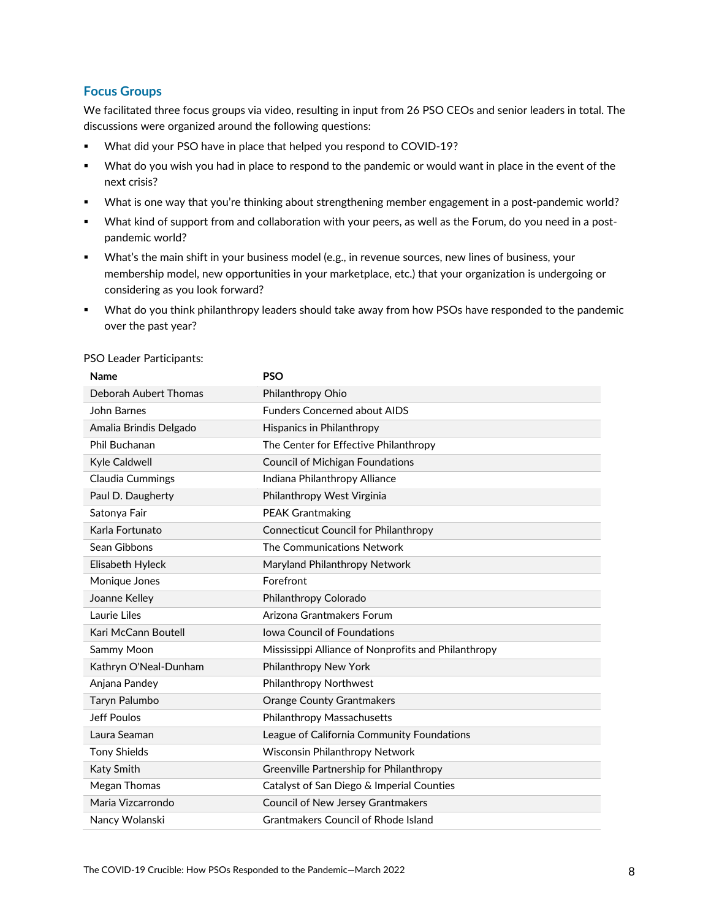## Focus Groups

We facilitated three focus groups via video, resulting in input from 26 PSO CEOs and senior leaders in total. The discussions were organized around the following questions:

- What did your PSO have in place that helped you respond to COVID-19?
- What do you wish you had in place to respond to the pandemic or would want in place in the event of the next crisis?
- What is one way that you're thinking about strengthening member engagement in a post-pandemic world?
- What kind of support from and collaboration with your peers, as well as the Forum, do you need in a post-pandemic world?
- What's the main shift in your business model (e.g., in revenue sources, new lines of business, your membership model, new opportunities in your marketplace, etc.) that your organization is undergoing or considering as you look forward?
- What do you think philanthropy leaders should take away from how PSOs have responded to the pandemic over the past year?

PSO Leader Participants:

| Name | PSO |
|---|---|
| Deborah Aubert Thomas | Philanthropy Ohio |
| John Barnes | Funders Concerned about AIDS |
| Amalia Brindis Delgado | Hispanics in Philanthropy |
| Phil Buchanan | The Center for Effective Philanthropy |
| Kyle Caldwell | Council of Michigan Foundations |
| Claudia Cummings | Indiana Philanthropy Alliance |
| Paul D. Daugherty | Philanthropy West Virginia |
| Satonya Fair | PEAK Grantmaking |
| Karla Fortunato | Connecticut Council for Philanthropy |
| Sean Gibbons | The Communications Network |
| Elisabeth Hyleck | Maryland Philanthropy Network |
| Monique Jones | Forefront |
| Joanne Kelley | Philanthropy Colorado |
| Laurie Liles | Arizona Grantmakers Forum |
| Kari McCann Boutell | Iowa Council of Foundations |
| Sammy Moon | Mississippi Alliance of Nonprofits and Philanthropy |
| Kathryn O'Neal-Dunham | Philanthropy New York |
| Anjana Pandey | Philanthropy Northwest |
| Taryn Palumbo | Orange County Grantmakers |
| Jeff Poulos | Philanthropy Massachusetts |
| Laura Seaman | League of California Community Foundations |
| Tony Shields | Wisconsin Philanthropy Network |
| Katy Smith | Greenville Partnership for Philanthropy |
| Megan Thomas | Catalyst of San Diego & Imperial Counties |
| Maria Vizcarrondo | Council of New Jersey Grantmakers |
| Nancy Wolanski | Grantmakers Council of Rhode Island |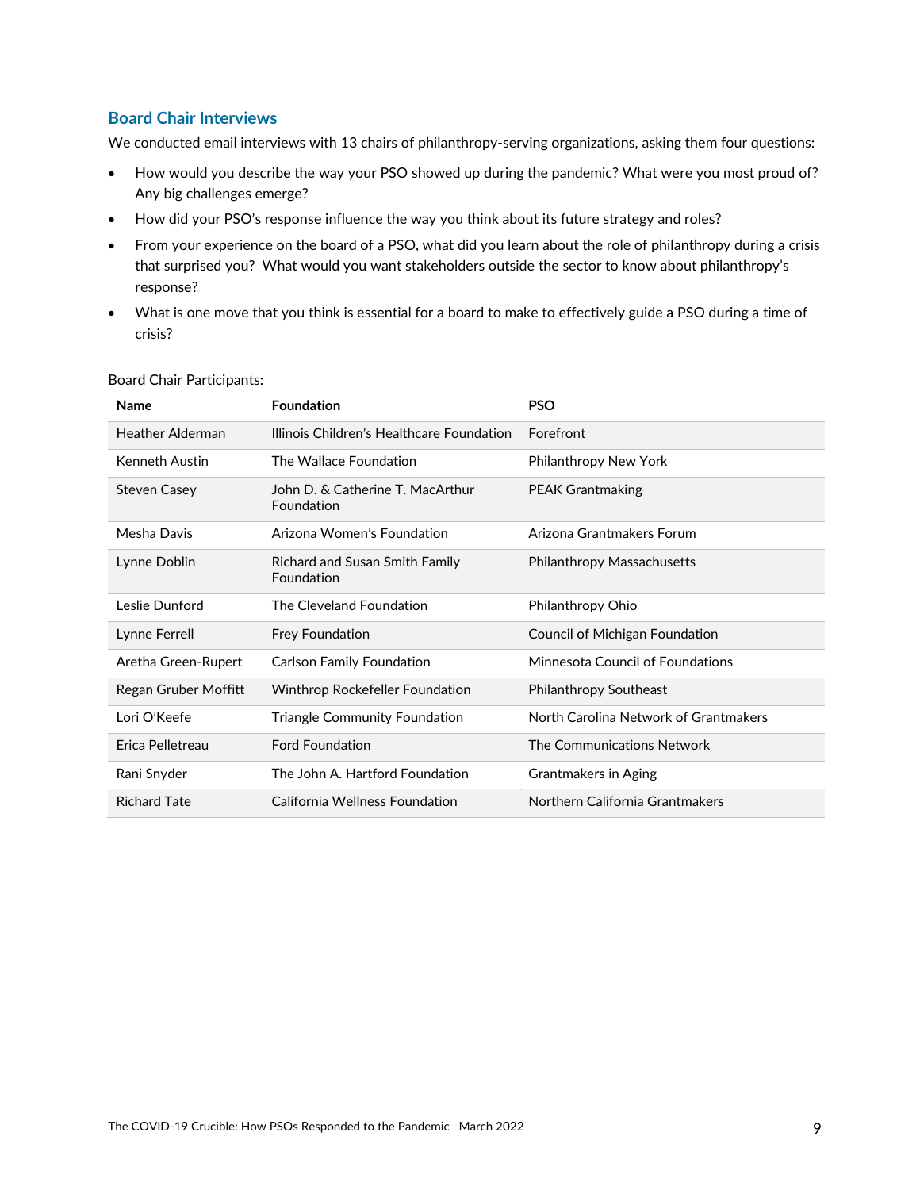## Board Chair Interviews

We conducted email interviews with 13 chairs of philanthropy-serving organizations, asking them four questions:

- How would you describe the way your PSO showed up during the pandemic? What were you most proud of? Any big challenges emerge?
- How did your PSO's response influence the way you think about its future strategy and roles?
- From your experience on the board of a PSO, what did you learn about the role of philanthropy during a crisis that surprised you? What would you want stakeholders outside the sector to know about philanthropy's response?
- What is one move that you think is essential for a board to make to effectively guide a PSO during a time of crisis?

Board Chair Participants:

| Name | Foundation | PSO |
|---|---|---|
| Heather Alderman | Illinois Children's Healthcare Foundation | Forefront |
| Kenneth Austin | The Wallace Foundation | Philanthropy New York |
| Steven Casey | John D. & Catherine T. MacArthur Foundation | PEAK Grantmaking |
| Mesha Davis | Arizona Women's Foundation | Arizona Grantmakers Forum |
| Lynne Doblin | Richard and Susan Smith Family Foundation | Philanthropy Massachusetts |
| Leslie Dunford | The Cleveland Foundation | Philanthropy Ohio |
| Lynne Ferrell | Frey Foundation | Council of Michigan Foundation |
| Aretha Green-Rupert | Carlson Family Foundation | Minnesota Council of Foundations |
| Regan Gruber Moffitt | Winthrop Rockefeller Foundation | Philanthropy Southeast |
| Lori O'Keefe | Triangle Community Foundation | North Carolina Network of Grantmakers |
| Erica Pelletreau | Ford Foundation | The Communications Network |
| Rani Snyder | The John A. Hartford Foundation | Grantmakers in Aging |
| Richard Tate | California Wellness Foundation | Northern California Grantmakers |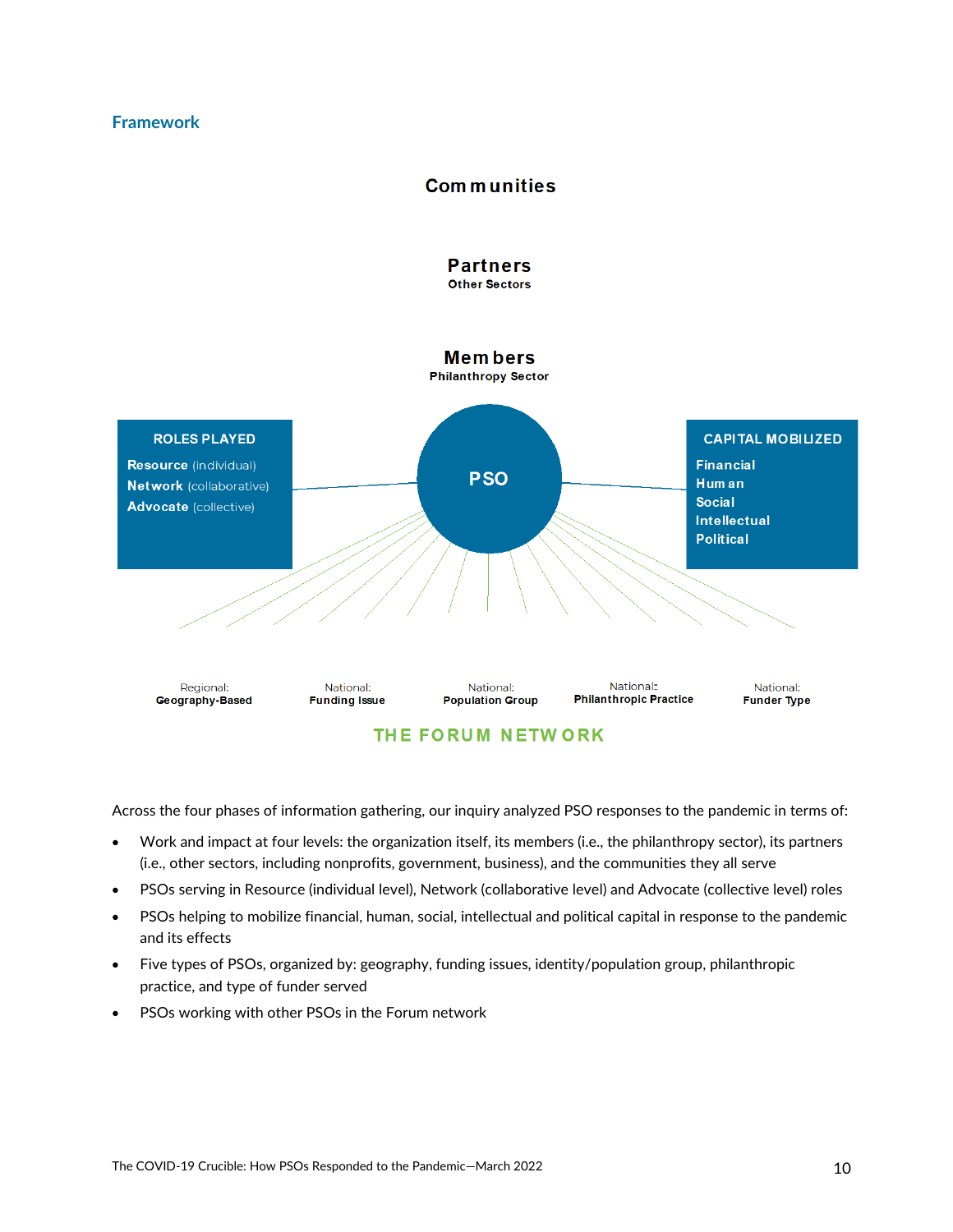## Framework

**Communities**

**Partners**
Other Sectors

**Members**
Philanthropy Sector

**ROLES PLAYED**

**Resource** (individual)
**Network** (collaborative)
**Advocate** (collective)

**PSO**

**CAPITAL MOBILIZED**

Financial
Human
Social
Intellectual
Political

Regional: **Geography-Based**

National: **Funding Issue**

National: **Population Group**

National: **Philanthropic Practice**

National: **Funder Type**

**THE FORUM NETWORK**

Across the four phases of information gathering, our inquiry analyzed PSO responses to the pandemic in terms of:

- Work and impact at four levels: the organization itself, its members (i.e., the philanthropy sector), its partners (i.e., other sectors, including nonprofits, government, business), and the communities they all serve
- PSOs serving in Resource (individual level), Network (collaborative level) and Advocate (collective level) roles
- PSOs helping to mobilize financial, human, social, intellectual and political capital in response to the pandemic and its effects
- Five types of PSOs, organized by: geography, funding issues, identity/population group, philanthropic practice, and type of funder served
- PSOs working with other PSOs in the Forum network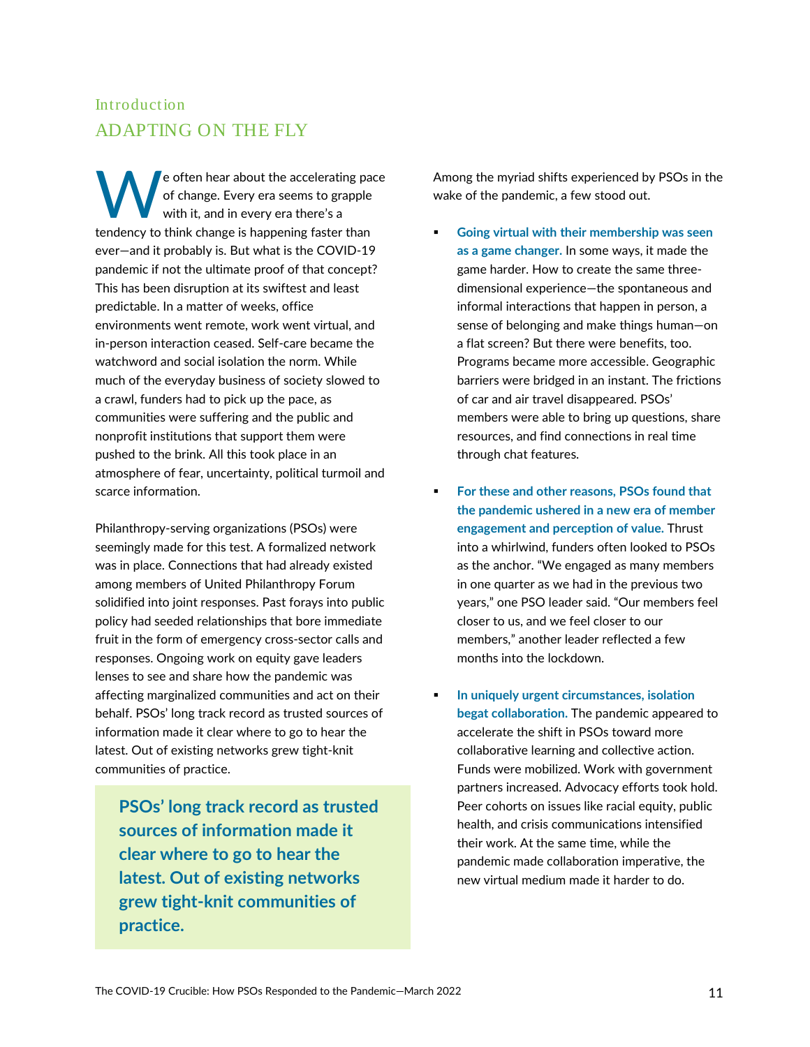## Introduction

# ADAPTING ON THE FLY

We often hear about the accelerating pace of change. Every era seems to grapple with it, and in every era there's a tendency to think change is happening faster than ever—and it probably is. But what is the COVID-19 pandemic if not the ultimate proof of that concept? This has been disruption at its swiftest and least predictable. In a matter of weeks, office environments went remote, work went virtual, and in-person interaction ceased. Self-care became the watchword and social isolation the norm. While much of the everyday business of society slowed to a crawl, funders had to pick up the pace, as communities were suffering and the public and nonprofit institutions that support them were pushed to the brink. All this took place in an atmosphere of fear, uncertainty, political turmoil and scarce information.

Philanthropy-serving organizations (PSOs) were seemingly made for this test. A formalized network was in place. Connections that had already existed among members of United Philanthropy Forum solidified into joint responses. Past forays into public policy had seeded relationships that bore immediate fruit in the form of emergency cross-sector calls and responses. Ongoing work on equity gave leaders lenses to see and share how the pandemic was affecting marginalized communities and act on their behalf. PSOs' long track record as trusted sources of information made it clear where to go to hear the latest. Out of existing networks grew tight-knit communities of practice.

> **PSOs' long track record as trusted sources of information made it clear where to go to hear the latest. Out of existing networks grew tight-knit communities of practice.**

Among the myriad shifts experienced by PSOs in the wake of the pandemic, a few stood out.

- **Going virtual with their membership was seen as a game changer.** In some ways, it made the game harder. How to create the same three-dimensional experience—the spontaneous and informal interactions that happen in person, a sense of belonging and make things human—on a flat screen? But there were benefits, too. Programs became more accessible. Geographic barriers were bridged in an instant. The frictions of car and air travel disappeared. PSOs' members were able to bring up questions, share resources, and find connections in real time through chat features.

- **For these and other reasons, PSOs found that the pandemic ushered in a new era of member engagement and perception of value.** Thrust into a whirlwind, funders often looked to PSOs as the anchor. "We engaged as many members in one quarter as we had in the previous two years," one PSO leader said. "Our members feel closer to us, and we feel closer to our members," another leader reflected a few months into the lockdown.

- **In uniquely urgent circumstances, isolation begat collaboration.** The pandemic appeared to accelerate the shift in PSOs toward more collaborative learning and collective action. Funds were mobilized. Work with government partners increased. Advocacy efforts took hold. Peer cohorts on issues like racial equity, public health, and crisis communications intensified their work. At the same time, while the pandemic made collaboration imperative, the new virtual medium made it harder to do.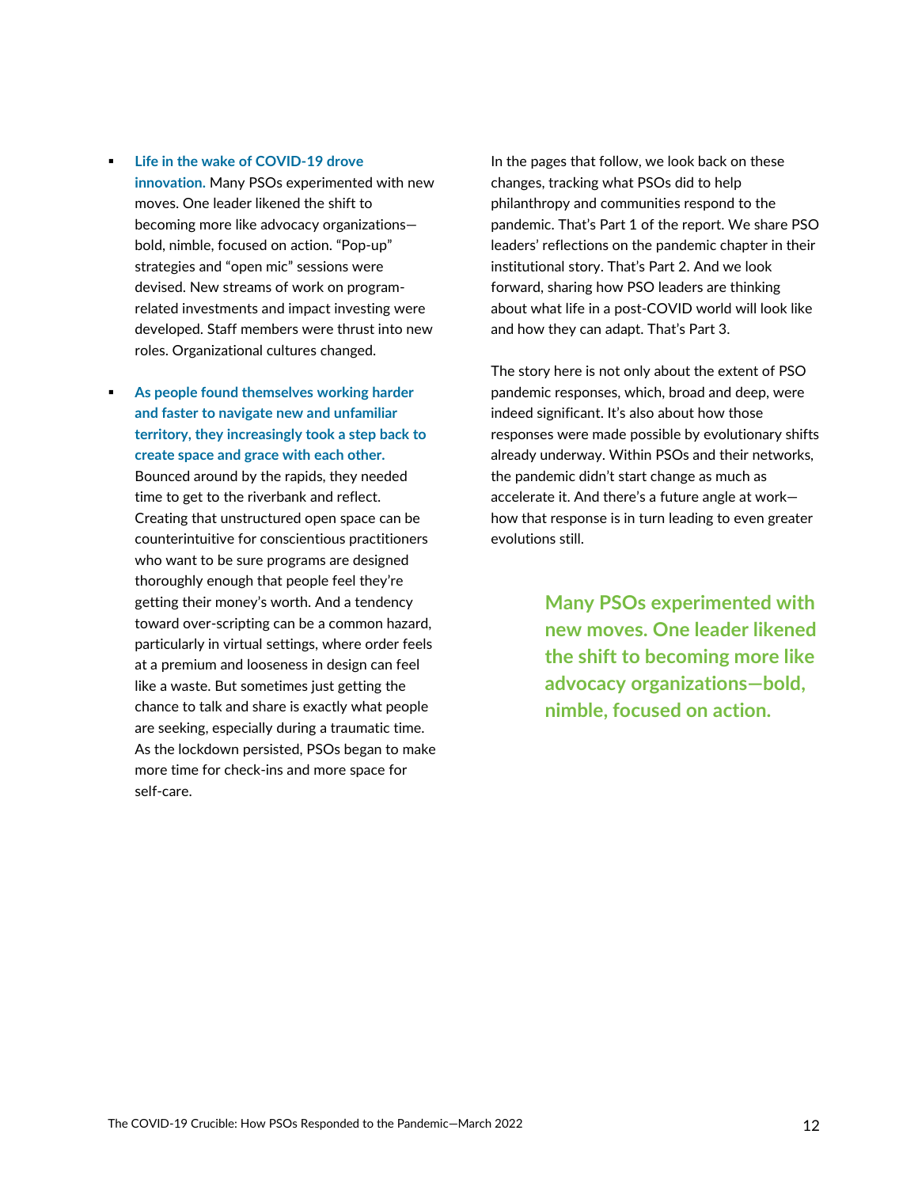- **Life in the wake of COVID-19 drove innovation.** Many PSOs experimented with new moves. One leader likened the shift to becoming more like advocacy organizations—bold, nimble, focused on action. "Pop-up" strategies and "open mic" sessions were devised. New streams of work on program-related investments and impact investing were developed. Staff members were thrust into new roles. Organizational cultures changed.

- **As people found themselves working harder and faster to navigate new and unfamiliar territory, they increasingly took a step back to create space and grace with each other.** Bounced around by the rapids, they needed time to get to the riverbank and reflect. Creating that unstructured open space can be counterintuitive for conscientious practitioners who want to be sure programs are designed thoroughly enough that people feel they're getting their money's worth. And a tendency toward over-scripting can be a common hazard, particularly in virtual settings, where order feels at a premium and looseness in design can feel like a waste. But sometimes just getting the chance to talk and share is exactly what people are seeking, especially during a traumatic time. As the lockdown persisted, PSOs began to make more time for check-ins and more space for self-care.

In the pages that follow, we look back on these changes, tracking what PSOs did to help philanthropy and communities respond to the pandemic. That's Part 1 of the report. We share PSO leaders' reflections on the pandemic chapter in their institutional story. That's Part 2. And we look forward, sharing how PSO leaders are thinking about what life in a post-COVID world will look like and how they can adapt. That's Part 3.

The story here is not only about the extent of PSO pandemic responses, which, broad and deep, were indeed significant. It's also about how those responses were made possible by evolutionary shifts already underway. Within PSOs and their networks, the pandemic didn't start change as much as accelerate it. And there's a future angle at work—how that response is in turn leading to even greater evolutions still.

> **Many PSOs experimented with new moves. One leader likened the shift to becoming more like advocacy organizations—bold, nimble, focused on action.**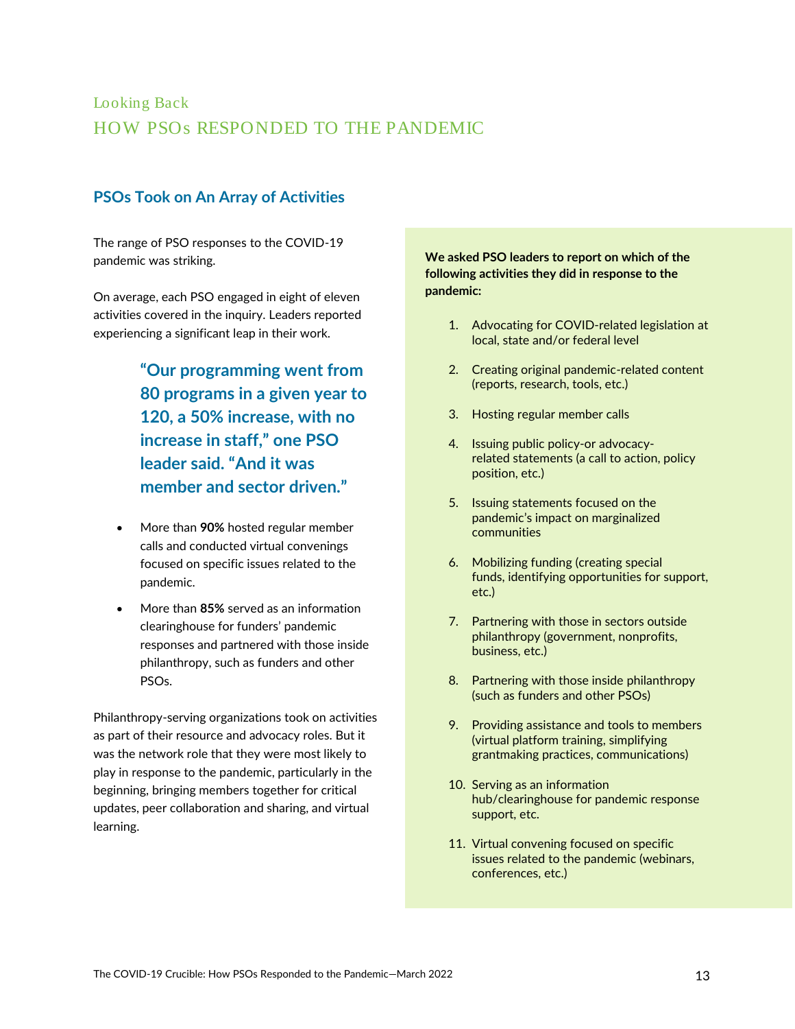## Looking Back

## HOW PSOs RESPONDED TO THE PANDEMIC

### PSOs Took on An Array of Activities

The range of PSO responses to the COVID-19 pandemic was striking.

On average, each PSO engaged in eight of eleven activities covered in the inquiry. Leaders reported experiencing a significant leap in their work.

> **"Our programming went from 80 programs in a given year to 120, a 50% increase, with no increase in staff," one PSO leader said. "And it was member and sector driven."**

- More than **90%** hosted regular member calls and conducted virtual convenings focused on specific issues related to the pandemic.
- More than **85%** served as an information clearinghouse for funders' pandemic responses and partnered with those inside philanthropy, such as funders and other PSOs.

Philanthropy-serving organizations took on activities as part of their resource and advocacy roles. But it was the network role that they were most likely to play in response to the pandemic, particularly in the beginning, bringing members together for critical updates, peer collaboration and sharing, and virtual learning.

**We asked PSO leaders to report on which of the following activities they did in response to the pandemic:**

1. Advocating for COVID-related legislation at local, state and/or federal level
2. Creating original pandemic-related content (reports, research, tools, etc.)
3. Hosting regular member calls
4. Issuing public policy-or advocacy-related statements (a call to action, policy position, etc.)
5. Issuing statements focused on the pandemic's impact on marginalized communities
6. Mobilizing funding (creating special funds, identifying opportunities for support, etc.)
7. Partnering with those in sectors outside philanthropy (government, nonprofits, business, etc.)
8. Partnering with those inside philanthropy (such as funders and other PSOs)
9. Providing assistance and tools to members (virtual platform training, simplifying grantmaking practices, communications)
10. Serving as an information hub/clearinghouse for pandemic response support, etc.
11. Virtual convening focused on specific issues related to the pandemic (webinars, conferences, etc.)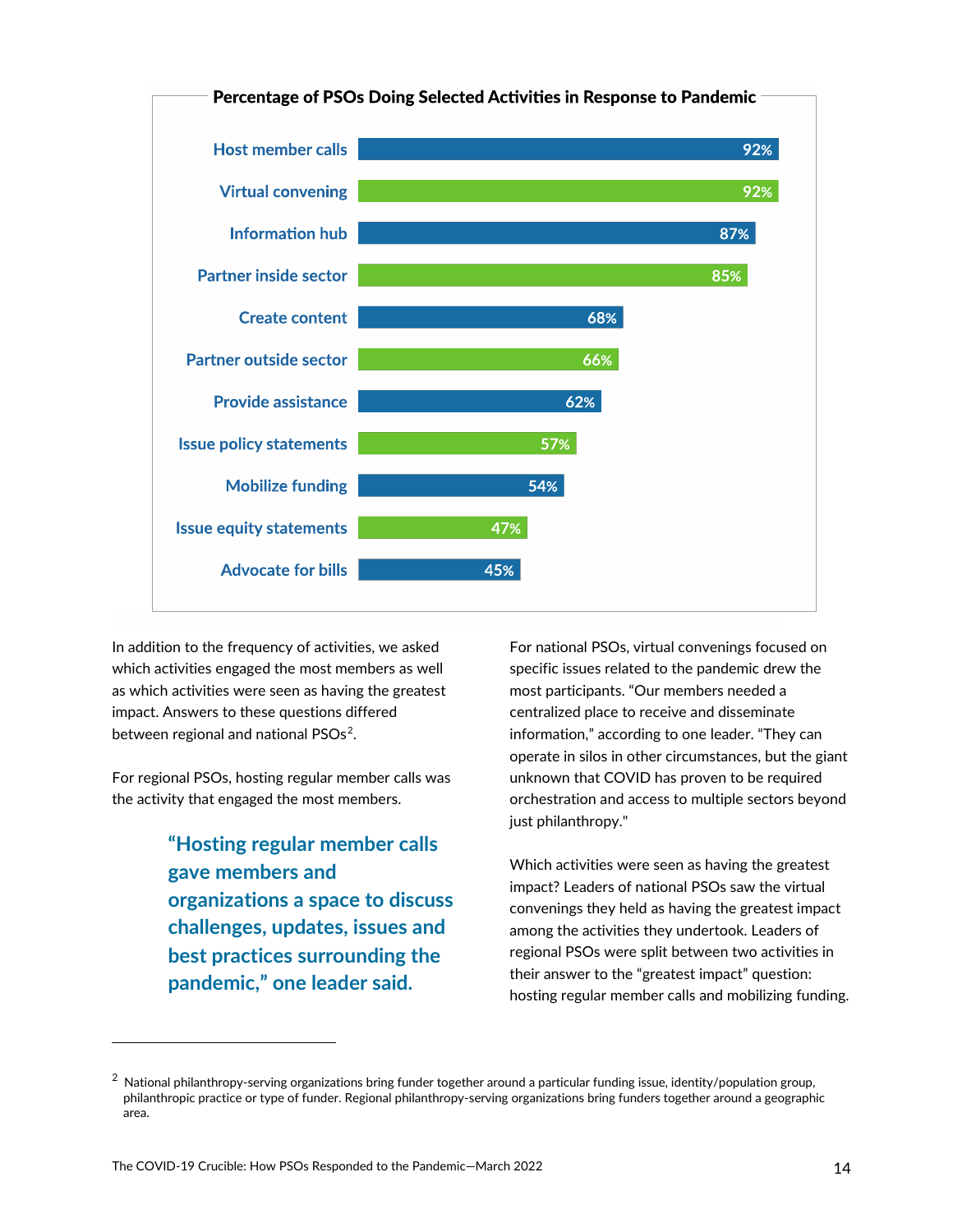**Percentage of PSOs Doing Selected Activities in Response to Pandemic**

| Activity | Percentage |
| --- | --- |
| Host member calls | 92% |
| Virtual convening | 92% |
| Information hub | 87% |
| Partner inside sector | 85% |
| Create content | 68% |
| Partner outside sector | 66% |
| Provide assistance | 62% |
| Issue policy statements | 57% |
| Mobilize funding | 54% |
| Issue equity statements | 47% |
| Advocate for bills | 45% |

In addition to the frequency of activities, we asked which activities engaged the most members as well as which activities were seen as having the greatest impact. Answers to these questions differed between regional and national PSOs[2].

For regional PSOs, hosting regular member calls was the activity that engaged the most members.

> **"Hosting regular member calls gave members and organizations a space to discuss challenges, updates, issues and best practices surrounding the pandemic," one leader said.**

For national PSOs, virtual convenings focused on specific issues related to the pandemic drew the most participants. "Our members needed a centralized place to receive and disseminate information," according to one leader. "They can operate in silos in other circumstances, but the giant unknown that COVID has proven to be required orchestration and access to multiple sectors beyond just philanthropy."

Which activities were seen as having the greatest impact? Leaders of national PSOs saw the virtual convenings they held as having the greatest impact among the activities they undertook. Leaders of regional PSOs were split between two activities in their answer to the "greatest impact" question: hosting regular member calls and mobilizing funding.

---

[2] National philanthropy-serving organizations bring funder together around a particular funding issue, identity/population group, philanthropic practice or type of funder. Regional philanthropy-serving organizations bring funders together around a geographic area.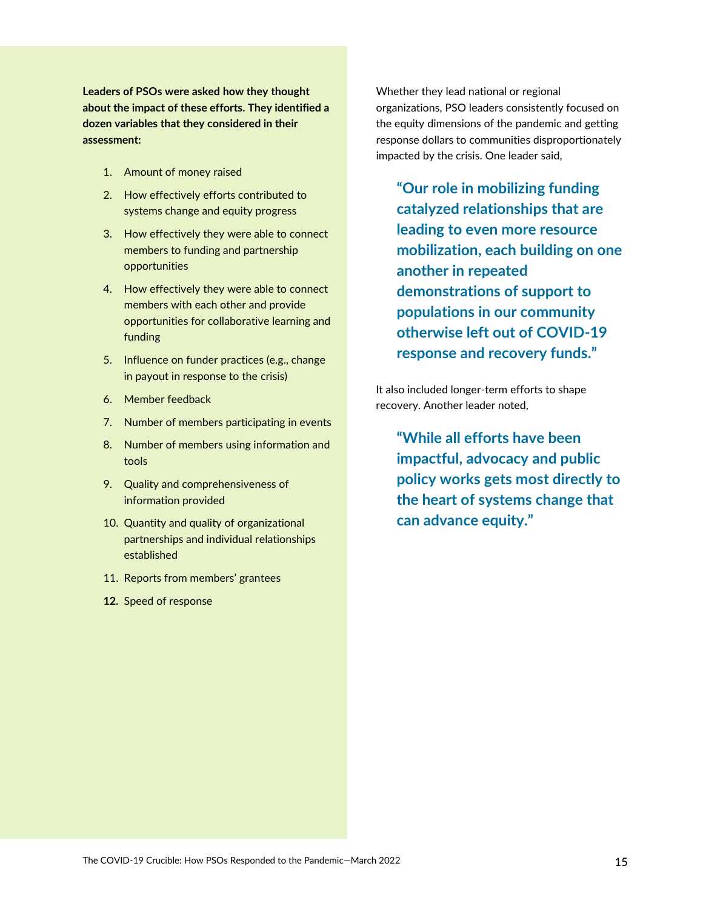**Leaders of PSOs were asked how they thought about the impact of these efforts. They identified a dozen variables that they considered in their assessment:**

1. Amount of money raised
2. How effectively efforts contributed to systems change and equity progress
3. How effectively they were able to connect members to funding and partnership opportunities
4. How effectively they were able to connect members with each other and provide opportunities for collaborative learning and funding
5. Influence on funder practices (e.g., change in payout in response to the crisis)
6. Member feedback
7. Number of members participating in events
8. Number of members using information and tools
9. Quality and comprehensiveness of information provided
10. Quantity and quality of organizational partnerships and individual relationships established
11. Reports from members' grantees
12. Speed of response

Whether they lead national or regional organizations, PSO leaders consistently focused on the equity dimensions of the pandemic and getting response dollars to communities disproportionately impacted by the crisis. One leader said,

> **"Our role in mobilizing funding catalyzed relationships that are leading to even more resource mobilization, each building on one another in repeated demonstrations of support to populations in our community otherwise left out of COVID-19 response and recovery funds."**

It also included longer-term efforts to shape recovery. Another leader noted,

> **"While all efforts have been impactful, advocacy and public policy works gets most directly to the heart of systems change that can advance equity."**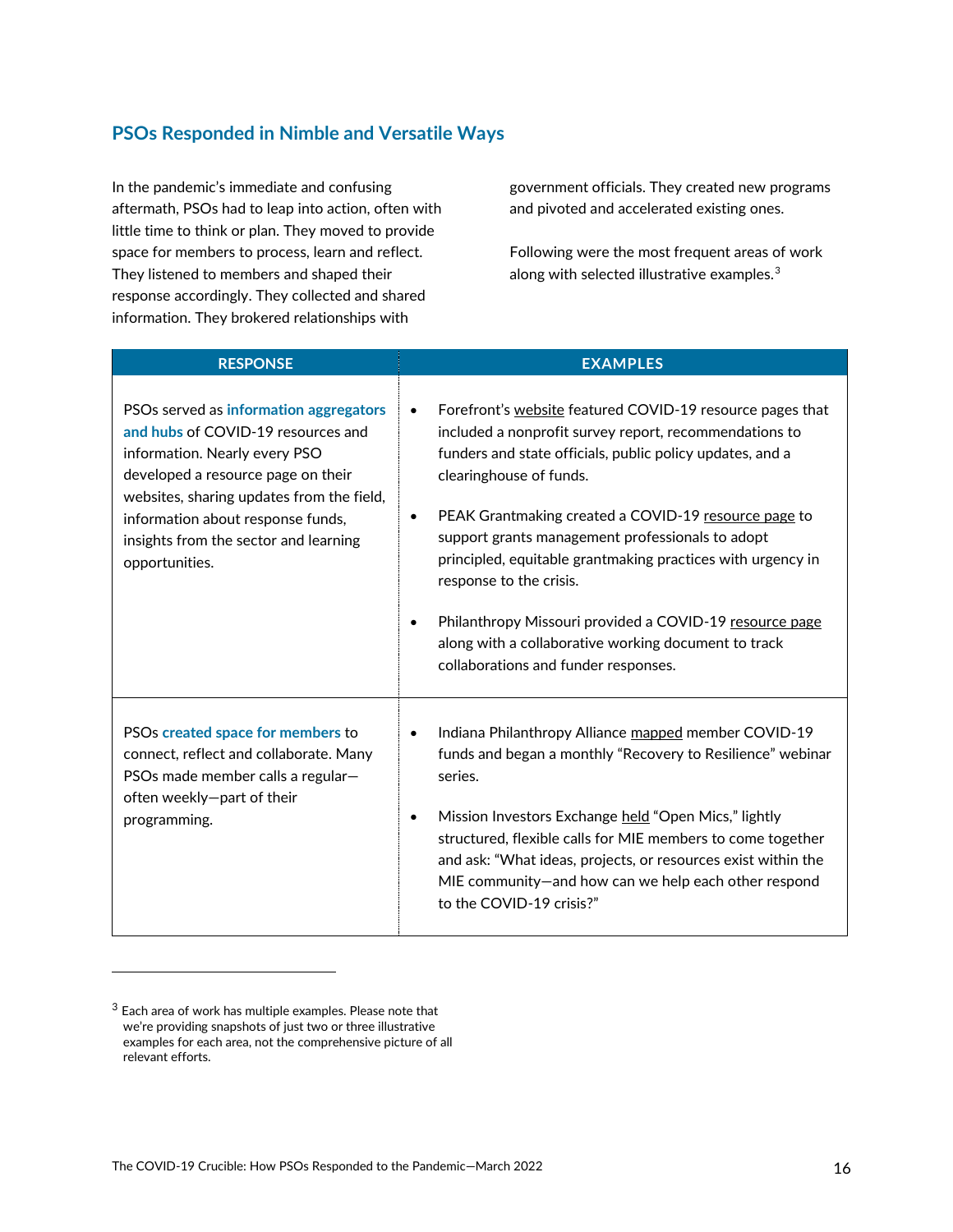## PSOs Responded in Nimble and Versatile Ways

In the pandemic's immediate and confusing aftermath, PSOs had to leap into action, often with little time to think or plan. They moved to provide space for members to process, learn and reflect. They listened to members and shaped their response accordingly. They collected and shared information. They brokered relationships with government officials. They created new programs and pivoted and accelerated existing ones.

Following were the most frequent areas of work along with selected illustrative examples.[3]

| RESPONSE | EXAMPLES |
|---|---|
| PSOs served as **information aggregators and hubs** of COVID-19 resources and information. Nearly every PSO developed a resource page on their websites, sharing updates from the field, information about response funds, insights from the sector and learning opportunities. | • Forefront's website featured COVID-19 resource pages that included a nonprofit survey report, recommendations to funders and state officials, public policy updates, and a clearinghouse of funds.<br><br>• PEAK Grantmaking created a COVID-19 resource page to support grants management professionals to adopt principled, equitable grantmaking practices with urgency in response to the crisis.<br><br>• Philanthropy Missouri provided a COVID-19 resource page along with a collaborative working document to track collaborations and funder responses. |
| PSOs **created space for members** to connect, reflect and collaborate. Many PSOs made member calls a regular—often weekly—part of their programming. | • Indiana Philanthropy Alliance mapped member COVID-19 funds and began a monthly "Recovery to Resilience" webinar series.<br><br>• Mission Investors Exchange held "Open Mics," lightly structured, flexible calls for MIE members to come together and ask: "What ideas, projects, or resources exist within the MIE community—and how can we help each other respond to the COVID-19 crisis?" |

[3] Each area of work has multiple examples. Please note that we're providing snapshots of just two or three illustrative examples for each area, not the comprehensive picture of all relevant efforts.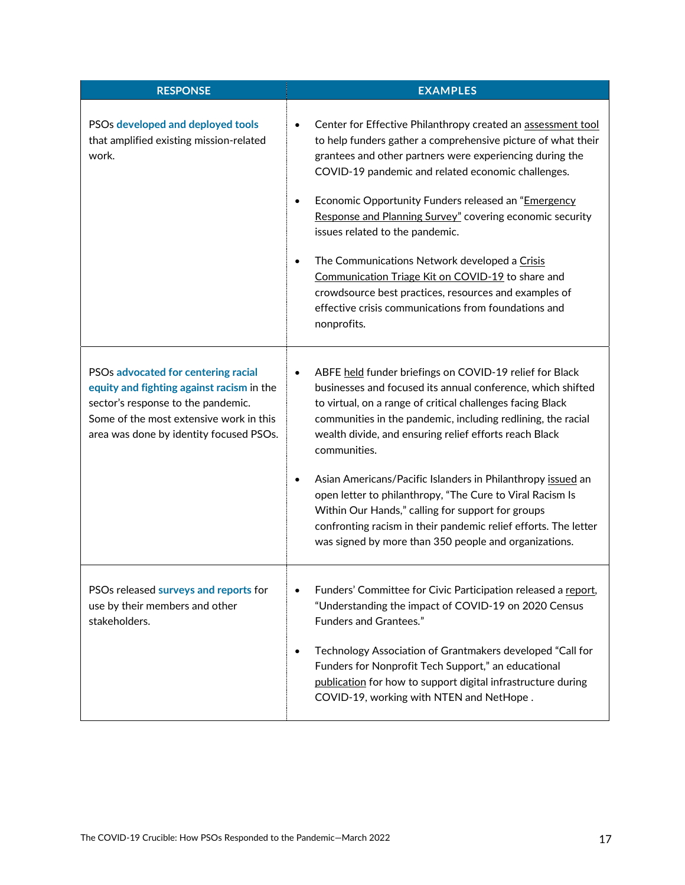| RESPONSE | EXAMPLES |
|---|---|
| PSOs **developed and deployed tools** that amplified existing mission-related work. | • Center for Effective Philanthropy created an assessment tool to help funders gather a comprehensive picture of what their grantees and other partners were experiencing during the COVID-19 pandemic and related economic challenges.<br><br>• Economic Opportunity Funders released an "Emergency Response and Planning Survey" covering economic security issues related to the pandemic.<br><br>• The Communications Network developed a Crisis Communication Triage Kit on COVID-19 to share and crowdsource best practices, resources and examples of effective crisis communications from foundations and nonprofits. |
| PSOs **advocated for centering racial equity and fighting against racism** in the sector's response to the pandemic. Some of the most extensive work in this area was done by identity focused PSOs. | • ABFE held funder briefings on COVID-19 relief for Black businesses and focused its annual conference, which shifted to virtual, on a range of critical challenges facing Black communities in the pandemic, including redlining, the racial wealth divide, and ensuring relief efforts reach Black communities.<br><br>• Asian Americans/Pacific Islanders in Philanthropy issued an open letter to philanthropy, "The Cure to Viral Racism Is Within Our Hands," calling for support for groups confronting racism in their pandemic relief efforts. The letter was signed by more than 350 people and organizations. |
| PSOs released **surveys and reports** for use by their members and other stakeholders. | • Funders' Committee for Civic Participation released a report, "Understanding the impact of COVID-19 on 2020 Census Funders and Grantees."<br><br>• Technology Association of Grantmakers developed "Call for Funders for Nonprofit Tech Support," an educational publication for how to support digital infrastructure during COVID-19, working with NTEN and NetHope . |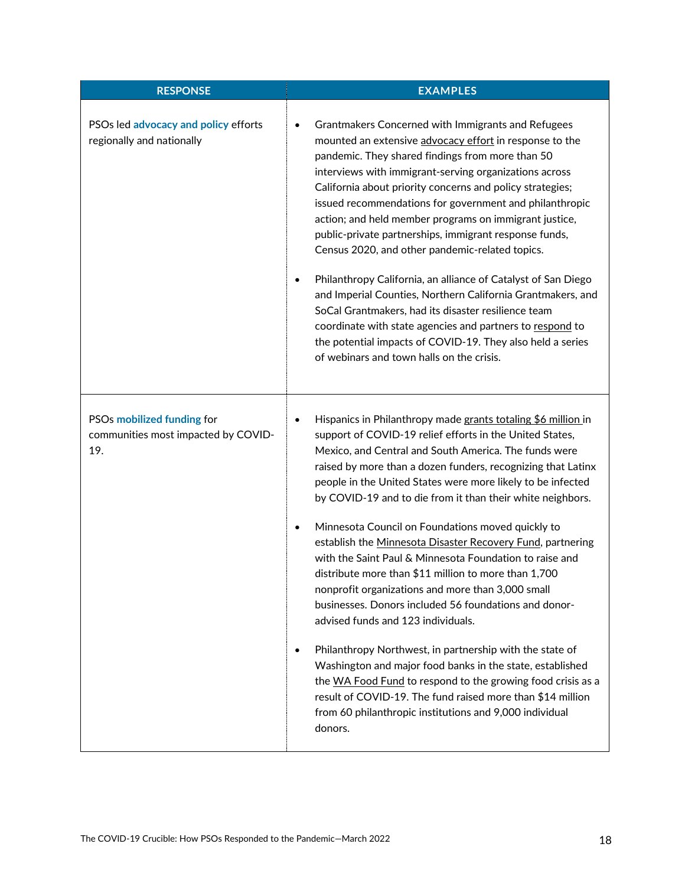| RESPONSE | EXAMPLES |
|---|---|
| PSOs led **advocacy and policy** efforts regionally and nationally | • Grantmakers Concerned with Immigrants and Refugees mounted an extensive advocacy effort in response to the pandemic. They shared findings from more than 50 interviews with immigrant-serving organizations across California about priority concerns and policy strategies; issued recommendations for government and philanthropic action; and held member programs on immigrant justice, public-private partnerships, immigrant response funds, Census 2020, and other pandemic-related topics.<br><br>• Philanthropy California, an alliance of Catalyst of San Diego and Imperial Counties, Northern California Grantmakers, and SoCal Grantmakers, had its disaster resilience team coordinate with state agencies and partners to respond to the potential impacts of COVID-19. They also held a series of webinars and town halls on the crisis. |
| PSOs **mobilized funding** for communities most impacted by COVID-19. | • Hispanics in Philanthropy made grants totaling $6 million in support of COVID-19 relief efforts in the United States, Mexico, and Central and South America. The funds were raised by more than a dozen funders, recognizing that Latinx people in the United States were more likely to be infected by COVID-19 and to die from it than their white neighbors.<br><br>• Minnesota Council on Foundations moved quickly to establish the Minnesota Disaster Recovery Fund, partnering with the Saint Paul & Minnesota Foundation to raise and distribute more than $11 million to more than 1,700 nonprofit organizations and more than 3,000 small businesses. Donors included 56 foundations and donor-advised funds and 123 individuals.<br><br>• Philanthropy Northwest, in partnership with the state of Washington and major food banks in the state, established the WA Food Fund to respond to the growing food crisis as a result of COVID-19. The fund raised more than $14 million from 60 philanthropic institutions and 9,000 individual donors. |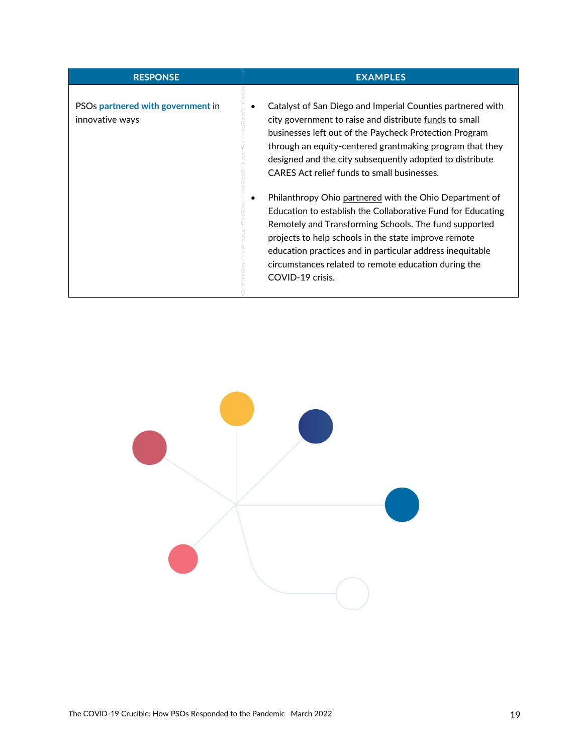| RESPONSE | EXAMPLES |
|---|---|
| PSOs **partnered with government** in innovative ways | • Catalyst of San Diego and Imperial Counties partnered with city government to raise and distribute funds to small businesses left out of the Paycheck Protection Program through an equity-centered grantmaking program that they designed and the city subsequently adopted to distribute CARES Act relief funds to small businesses.<br><br>• Philanthropy Ohio partnered with the Ohio Department of Education to establish the Collaborative Fund for Educating Remotely and Transforming Schools. The fund supported projects to help schools in the state improve remote education practices and in particular address inequitable circumstances related to remote education during the COVID-19 crisis. |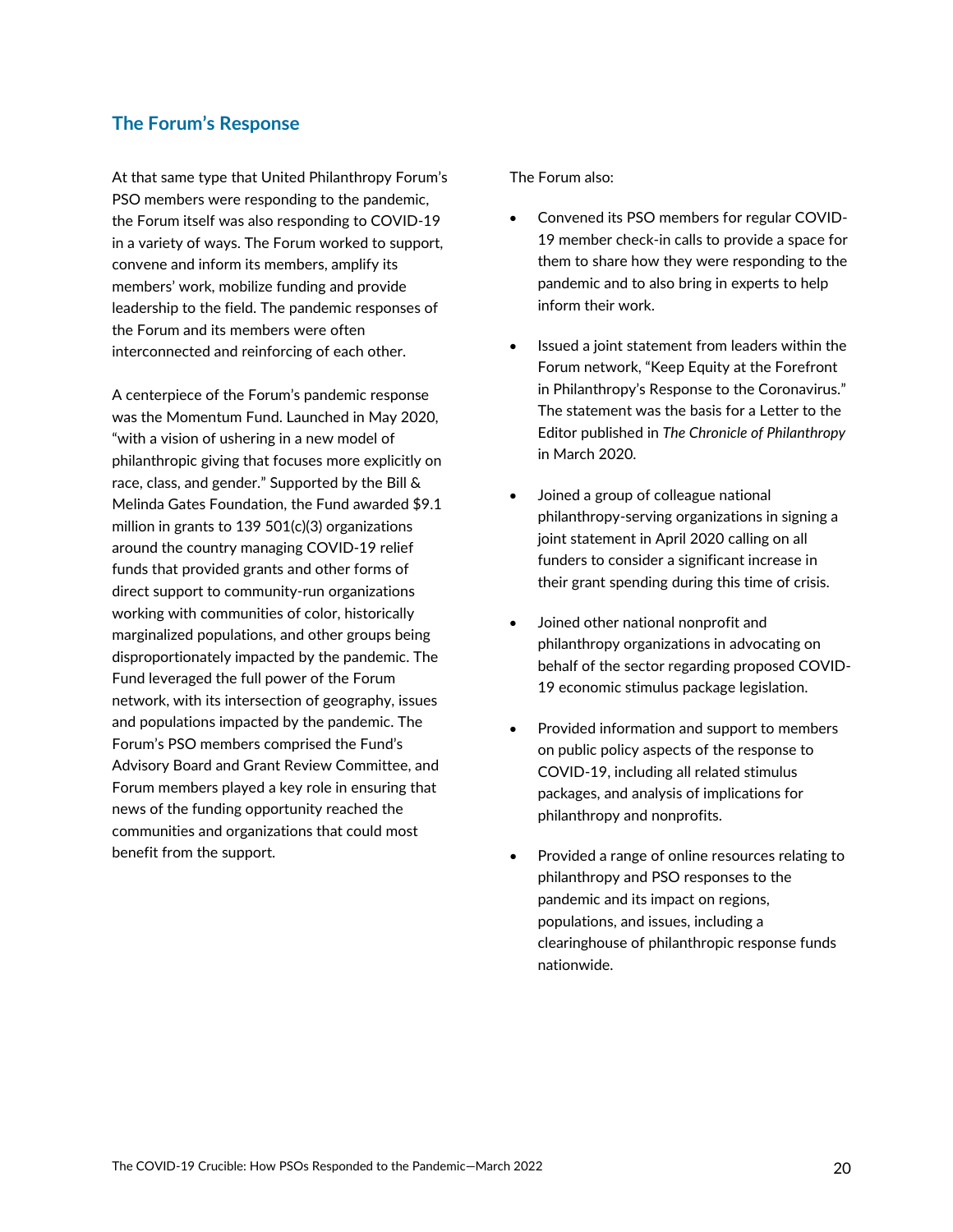## The Forum's Response

At that same type that United Philanthropy Forum's PSO members were responding to the pandemic, the Forum itself was also responding to COVID-19 in a variety of ways. The Forum worked to support, convene and inform its members, amplify its members' work, mobilize funding and provide leadership to the field. The pandemic responses of the Forum and its members were often interconnected and reinforcing of each other.

A centerpiece of the Forum's pandemic response was the Momentum Fund. Launched in May 2020, "with a vision of ushering in a new model of philanthropic giving that focuses more explicitly on race, class, and gender." Supported by the Bill & Melinda Gates Foundation, the Fund awarded $9.1 million in grants to 139 501(c)(3) organizations around the country managing COVID-19 relief funds that provided grants and other forms of direct support to community-run organizations working with communities of color, historically marginalized populations, and other groups being disproportionately impacted by the pandemic. The Fund leveraged the full power of the Forum network, with its intersection of geography, issues and populations impacted by the pandemic. The Forum's PSO members comprised the Fund's Advisory Board and Grant Review Committee, and Forum members played a key role in ensuring that news of the funding opportunity reached the communities and organizations that could most benefit from the support.

The Forum also:

- Convened its PSO members for regular COVID-19 member check-in calls to provide a space for them to share how they were responding to the pandemic and to also bring in experts to help inform their work.
- Issued a joint statement from leaders within the Forum network, "Keep Equity at the Forefront in Philanthropy's Response to the Coronavirus." The statement was the basis for a Letter to the Editor published in *The Chronicle of Philanthropy* in March 2020.
- Joined a group of colleague national philanthropy-serving organizations in signing a joint statement in April 2020 calling on all funders to consider a significant increase in their grant spending during this time of crisis.
- Joined other national nonprofit and philanthropy organizations in advocating on behalf of the sector regarding proposed COVID-19 economic stimulus package legislation.
- Provided information and support to members on public policy aspects of the response to COVID-19, including all related stimulus packages, and analysis of implications for philanthropy and nonprofits.
- Provided a range of online resources relating to philanthropy and PSO responses to the pandemic and its impact on regions, populations, and issues, including a clearinghouse of philanthropic response funds nationwide.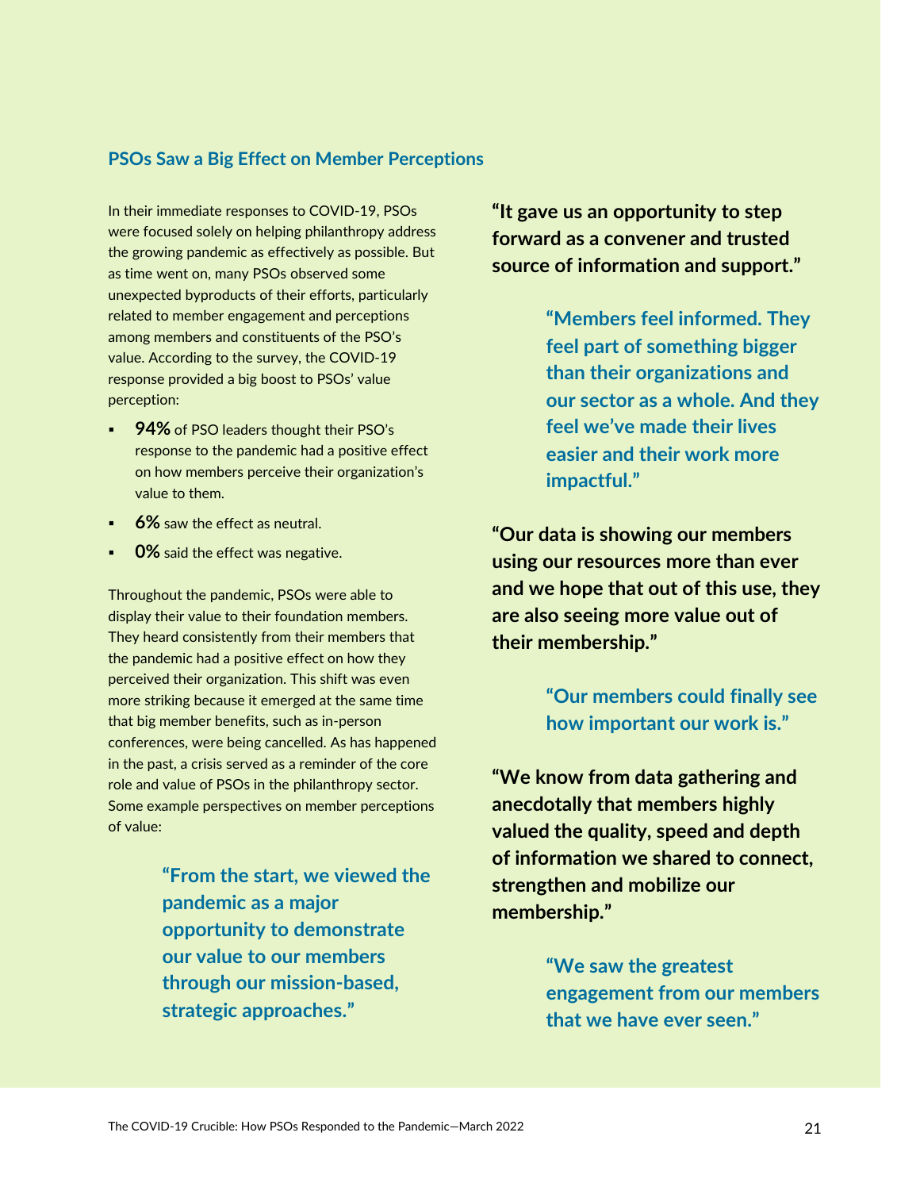## PSOs Saw a Big Effect on Member Perceptions

In their immediate responses to COVID-19, PSOs were focused solely on helping philanthropy address the growing pandemic as effectively as possible. But as time went on, many PSOs observed some unexpected byproducts of their efforts, particularly related to member engagement and perceptions among members and constituents of the PSO's value. According to the survey, the COVID-19 response provided a big boost to PSOs' value perception:

- **94%** of PSO leaders thought their PSO's response to the pandemic had a positive effect on how members perceive their organization's value to them.
- **6%** saw the effect as neutral.
- **0%** said the effect was negative.

Throughout the pandemic, PSOs were able to display their value to their foundation members. They heard consistently from their members that the pandemic had a positive effect on how they perceived their organization. This shift was even more striking because it emerged at the same time that big member benefits, such as in-person conferences, were being cancelled. As has happened in the past, a crisis served as a reminder of the core role and value of PSOs in the philanthropy sector. Some example perspectives on member perceptions of value:

> **"From the start, we viewed the pandemic as a major opportunity to demonstrate our value to our members through our mission-based, strategic approaches."**

> **"It gave us an opportunity to step forward as a convener and trusted source of information and support."**

> **"Members feel informed. They feel part of something bigger than their organizations and our sector as a whole. And they feel we've made their lives easier and their work more impactful."**

> **"Our data is showing our members using our resources more than ever and we hope that out of this use, they are also seeing more value out of their membership."**

> **"Our members could finally see how important our work is."**

> **"We know from data gathering and anecdotally that members highly valued the quality, speed and depth of information we shared to connect, strengthen and mobilize our membership."**

> **"We saw the greatest engagement from our members that we have ever seen."**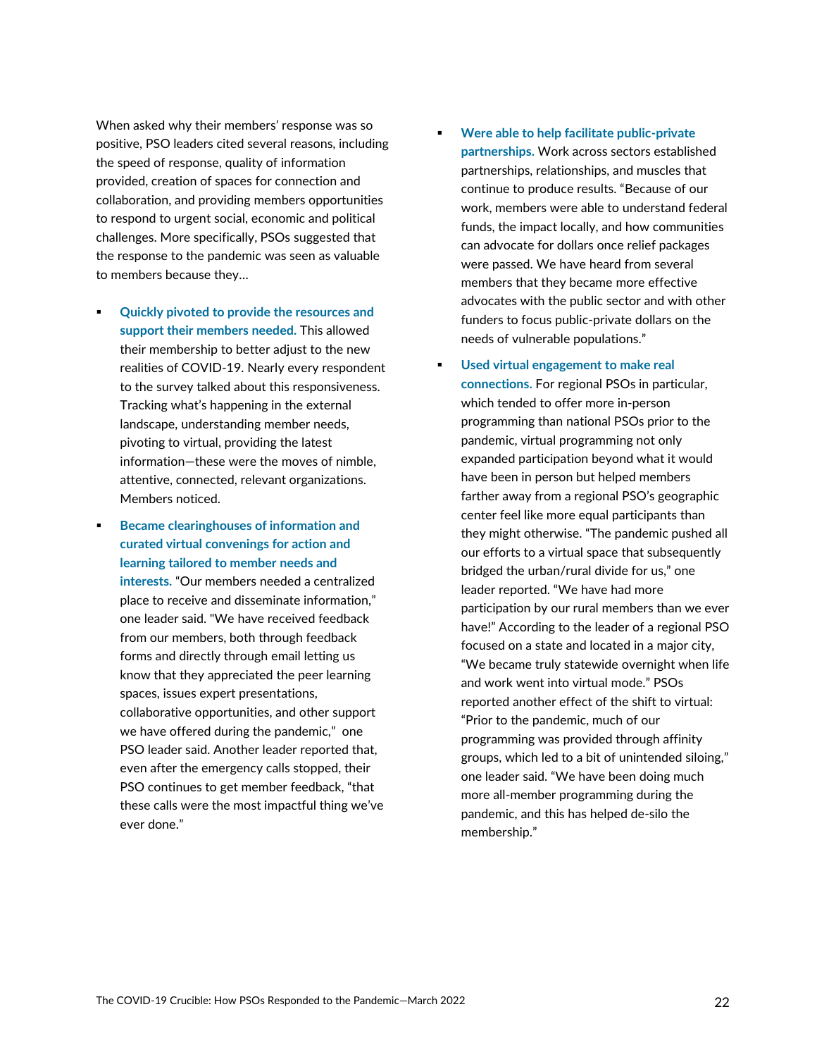When asked why their members' response was so positive, PSO leaders cited several reasons, including the speed of response, quality of information provided, creation of spaces for connection and collaboration, and providing members opportunities to respond to urgent social, economic and political challenges. More specifically, PSOs suggested that the response to the pandemic was seen as valuable to members because they…

- **Quickly pivoted to provide the resources and support their members needed.** This allowed their membership to better adjust to the new realities of COVID-19. Nearly every respondent to the survey talked about this responsiveness. Tracking what's happening in the external landscape, understanding member needs, pivoting to virtual, providing the latest information—these were the moves of nimble, attentive, connected, relevant organizations. Members noticed.
- **Became clearinghouses of information and curated virtual convenings for action and learning tailored to member needs and interests.** "Our members needed a centralized place to receive and disseminate information," one leader said. "We have received feedback from our members, both through feedback forms and directly through email letting us know that they appreciated the peer learning spaces, issues expert presentations, collaborative opportunities, and other support we have offered during the pandemic," one PSO leader said. Another leader reported that, even after the emergency calls stopped, their PSO continues to get member feedback, "that these calls were the most impactful thing we've ever done."
- **Were able to help facilitate public-private partnerships.** Work across sectors established partnerships, relationships, and muscles that continue to produce results. "Because of our work, members were able to understand federal funds, the impact locally, and how communities can advocate for dollars once relief packages were passed. We have heard from several members that they became more effective advocates with the public sector and with other funders to focus public-private dollars on the needs of vulnerable populations."
- **Used virtual engagement to make real connections.** For regional PSOs in particular, which tended to offer more in-person programming than national PSOs prior to the pandemic, virtual programming not only expanded participation beyond what it would have been in person but helped members farther away from a regional PSO's geographic center feel like more equal participants than they might otherwise. "The pandemic pushed all our efforts to a virtual space that subsequently bridged the urban/rural divide for us," one leader reported. "We have had more participation by our rural members than we ever have!" According to the leader of a regional PSO focused on a state and located in a major city, "We became truly statewide overnight when life and work went into virtual mode." PSOs reported another effect of the shift to virtual: "Prior to the pandemic, much of our programming was provided through affinity groups, which led to a bit of unintended siloing," one leader said. "We have been doing much more all-member programming during the pandemic, and this has helped de-silo the membership."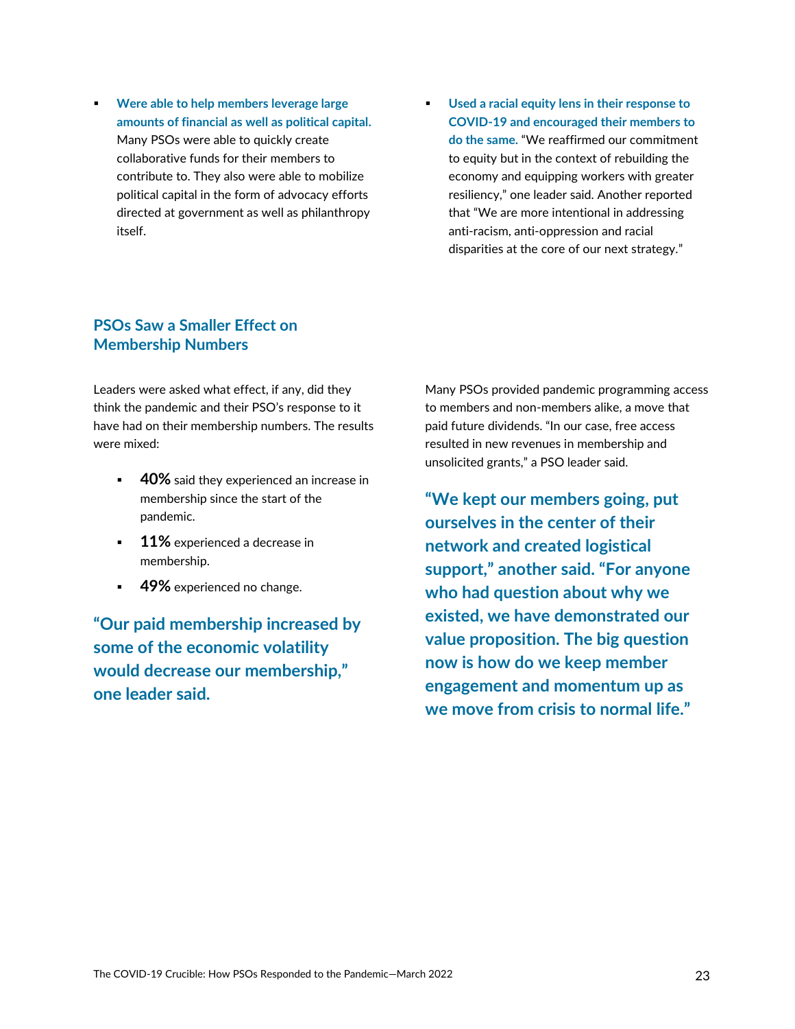- **Were able to help members leverage large amounts of financial as well as political capital.** Many PSOs were able to quickly create collaborative funds for their members to contribute to. They also were able to mobilize political capital in the form of advocacy efforts directed at government as well as philanthropy itself.

- **Used a racial equity lens in their response to COVID-19 and encouraged their members to do the same.** "We reaffirmed our commitment to equity but in the context of rebuilding the economy and equipping workers with greater resiliency," one leader said. Another reported that "We are more intentional in addressing anti-racism, anti-oppression and racial disparities at the core of our next strategy."

## PSOs Saw a Smaller Effect on Membership Numbers

Leaders were asked what effect, if any, did they think the pandemic and their PSO's response to it have had on their membership numbers. The results were mixed:

- **40%** said they experienced an increase in membership since the start of the pandemic.
- **11%** experienced a decrease in membership.
- **49%** experienced no change.

**"Our paid membership increased by some of the economic volatility would decrease our membership," one leader said.**

Many PSOs provided pandemic programming access to members and non-members alike, a move that paid future dividends. "In our case, free access resulted in new revenues in membership and unsolicited grants," a PSO leader said.

**"We kept our members going, put ourselves in the center of their network and created logistical support," another said. "For anyone who had question about why we existed, we have demonstrated our value proposition. The big question now is how do we keep member engagement and momentum up as we move from crisis to normal life."**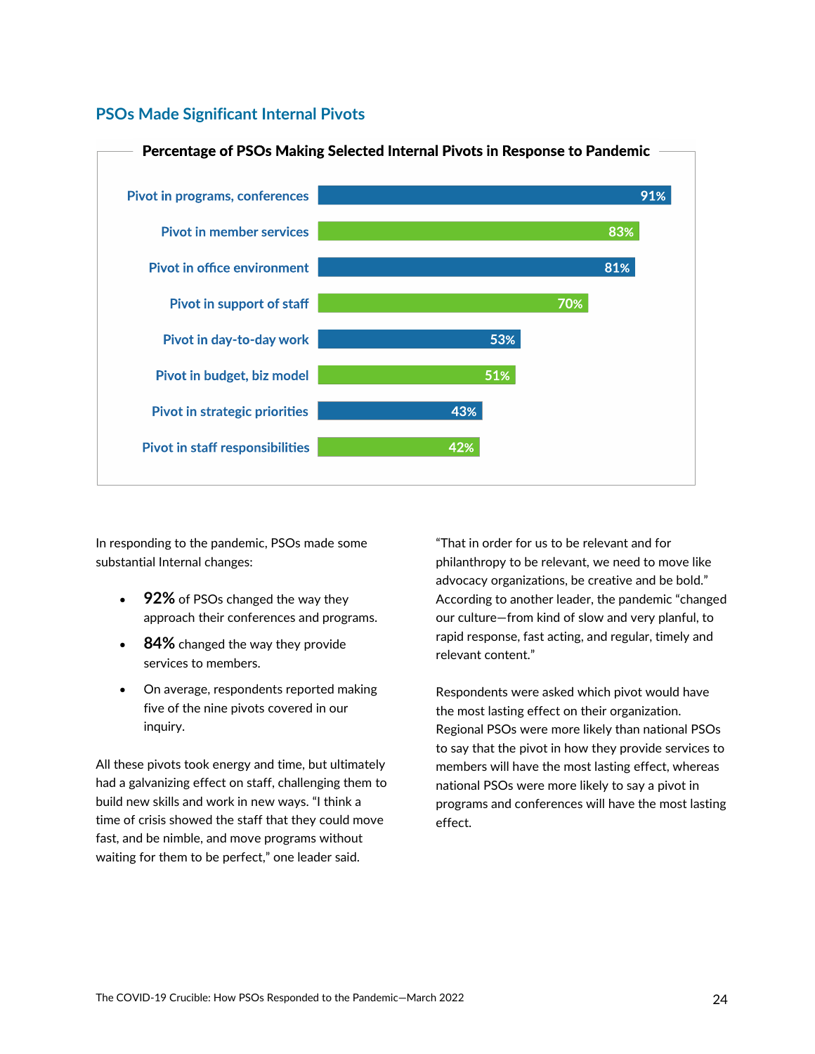## PSOs Made Significant Internal Pivots

**Percentage of PSOs Making Selected Internal Pivots in Response to Pandemic**

| Pivot | Percentage |
|---|---|
| Pivot in programs, conferences | 91% |
| Pivot in member services | 83% |
| Pivot in office environment | 81% |
| Pivot in support of staff | 70% |
| Pivot in day-to-day work | 53% |
| Pivot in budget, biz model | 51% |
| Pivot in strategic priorities | 43% |
| Pivot in staff responsibilities | 42% |

In responding to the pandemic, PSOs made some substantial Internal changes:

- **92%** of PSOs changed the way they approach their conferences and programs.
- **84%** changed the way they provide services to members.
- On average, respondents reported making five of the nine pivots covered in our inquiry.

All these pivots took energy and time, but ultimately had a galvanizing effect on staff, challenging them to build new skills and work in new ways. "I think a time of crisis showed the staff that they could move fast, and be nimble, and move programs without waiting for them to be perfect," one leader said. "That in order for us to be relevant and for philanthropy to be relevant, we need to move like advocacy organizations, be creative and be bold." According to another leader, the pandemic "changed our culture—from kind of slow and very planful, to rapid response, fast acting, and regular, timely and relevant content."

Respondents were asked which pivot would have the most lasting effect on their organization. Regional PSOs were more likely than national PSOs to say that the pivot in how they provide services to members will have the most lasting effect, whereas national PSOs were more likely to say a pivot in programs and conferences will have the most lasting effect.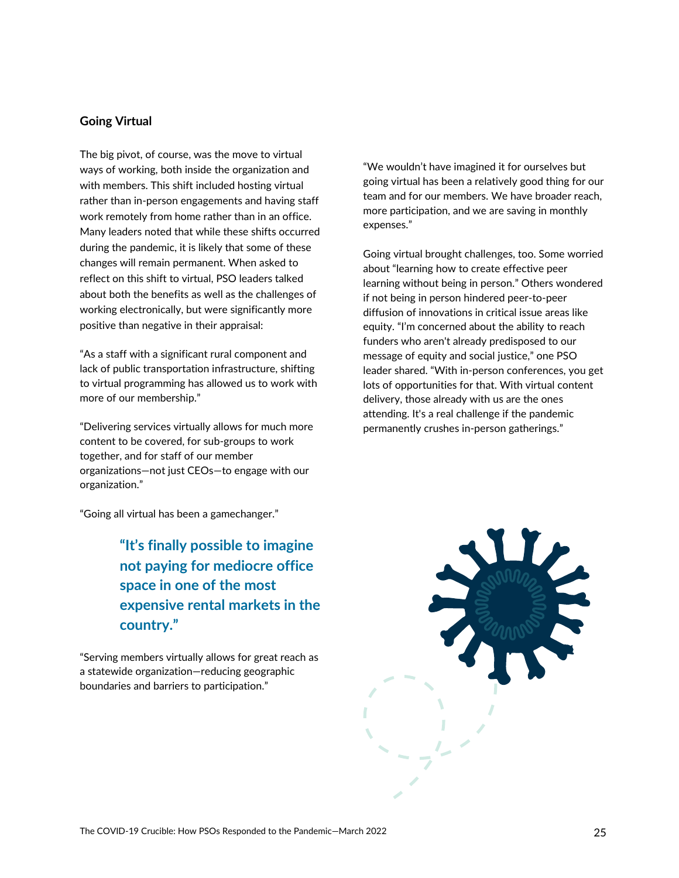### Going Virtual

The big pivot, of course, was the move to virtual ways of working, both inside the organization and with members. This shift included hosting virtual rather than in-person engagements and having staff work remotely from home rather than in an office. Many leaders noted that while these shifts occurred during the pandemic, it is likely that some of these changes will remain permanent. When asked to reflect on this shift to virtual, PSO leaders talked about both the benefits as well as the challenges of working electronically, but were significantly more positive than negative in their appraisal:

"As a staff with a significant rural component and lack of public transportation infrastructure, shifting to virtual programming has allowed us to work with more of our membership."

"Delivering services virtually allows for much more content to be covered, for sub-groups to work together, and for staff of our member organizations—not just CEOs—to engage with our organization."

"Going all virtual has been a gamechanger."

> **"It's finally possible to imagine not paying for mediocre office space in one of the most expensive rental markets in the country."**

"Serving members virtually allows for great reach as a statewide organization—reducing geographic boundaries and barriers to participation."

"We wouldn't have imagined it for ourselves but going virtual has been a relatively good thing for our team and for our members. We have broader reach, more participation, and we are saving in monthly expenses."

Going virtual brought challenges, too. Some worried about "learning how to create effective peer learning without being in person." Others wondered if not being in person hindered peer-to-peer diffusion of innovations in critical issue areas like equity. "I'm concerned about the ability to reach funders who aren't already predisposed to our message of equity and social justice," one PSO leader shared. "With in-person conferences, you get lots of opportunities for that. With virtual content delivery, those already with us are the ones attending. It's a real challenge if the pandemic permanently crushes in-person gatherings."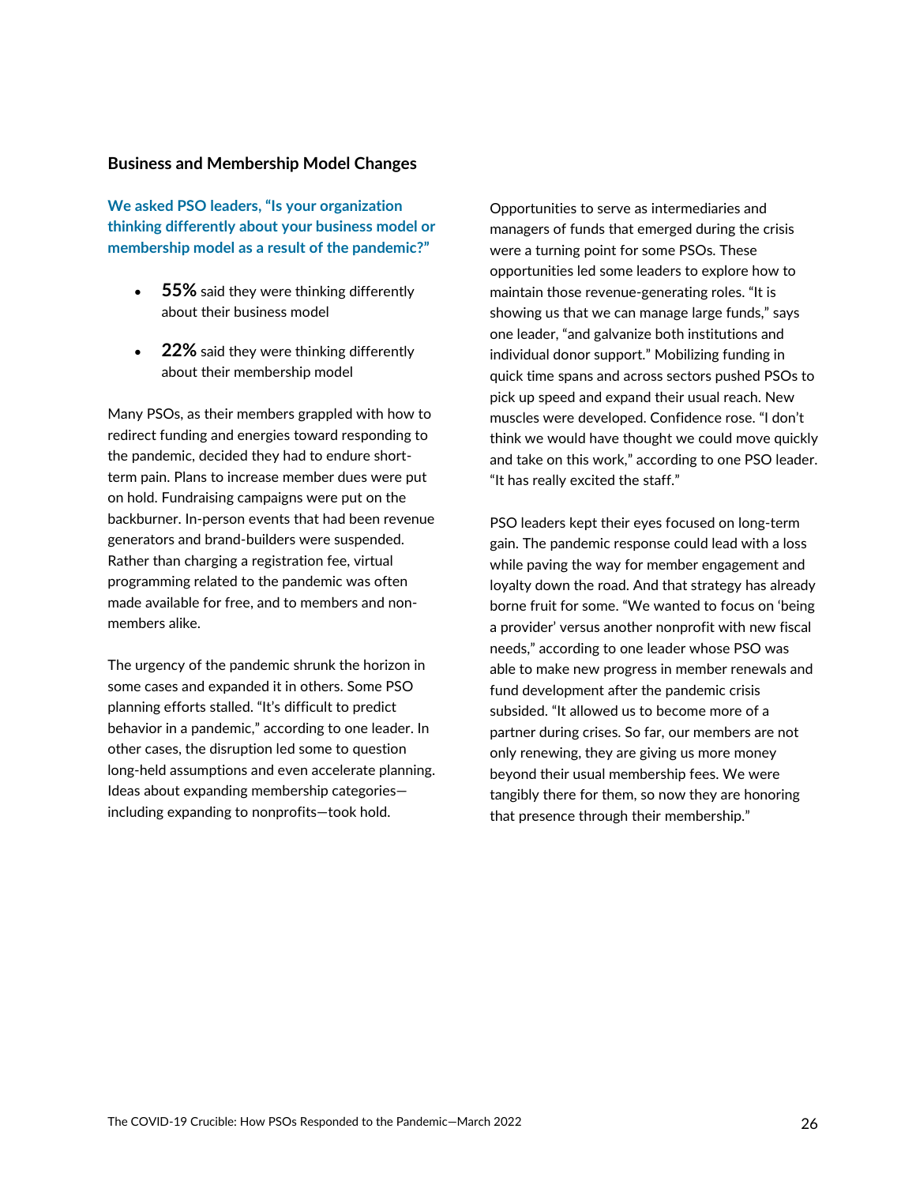## Business and Membership Model Changes

**We asked PSO leaders, "Is your organization thinking differently about your business model or membership model as a result of the pandemic?"**

- **55%** said they were thinking differently about their business model
- **22%** said they were thinking differently about their membership model

Many PSOs, as their members grappled with how to redirect funding and energies toward responding to the pandemic, decided they had to endure short-term pain. Plans to increase member dues were put on hold. Fundraising campaigns were put on the backburner. In-person events that had been revenue generators and brand-builders were suspended. Rather than charging a registration fee, virtual programming related to the pandemic was often made available for free, and to members and non-members alike.

The urgency of the pandemic shrunk the horizon in some cases and expanded it in others. Some PSO planning efforts stalled. "It's difficult to predict behavior in a pandemic," according to one leader. In other cases, the disruption led some to question long-held assumptions and even accelerate planning. Ideas about expanding membership categories—including expanding to nonprofits—took hold.

Opportunities to serve as intermediaries and managers of funds that emerged during the crisis were a turning point for some PSOs. These opportunities led some leaders to explore how to maintain those revenue-generating roles. "It is showing us that we can manage large funds," says one leader, "and galvanize both institutions and individual donor support." Mobilizing funding in quick time spans and across sectors pushed PSOs to pick up speed and expand their usual reach. New muscles were developed. Confidence rose. "I don't think we would have thought we could move quickly and take on this work," according to one PSO leader. "It has really excited the staff."

PSO leaders kept their eyes focused on long-term gain. The pandemic response could lead with a loss while paving the way for member engagement and loyalty down the road. And that strategy has already borne fruit for some. "We wanted to focus on 'being a provider' versus another nonprofit with new fiscal needs," according to one leader whose PSO was able to make new progress in member renewals and fund development after the pandemic crisis subsided. "It allowed us to become more of a partner during crises. So far, our members are not only renewing, they are giving us more money beyond their usual membership fees. We were tangibly there for them, so now they are honoring that presence through their membership."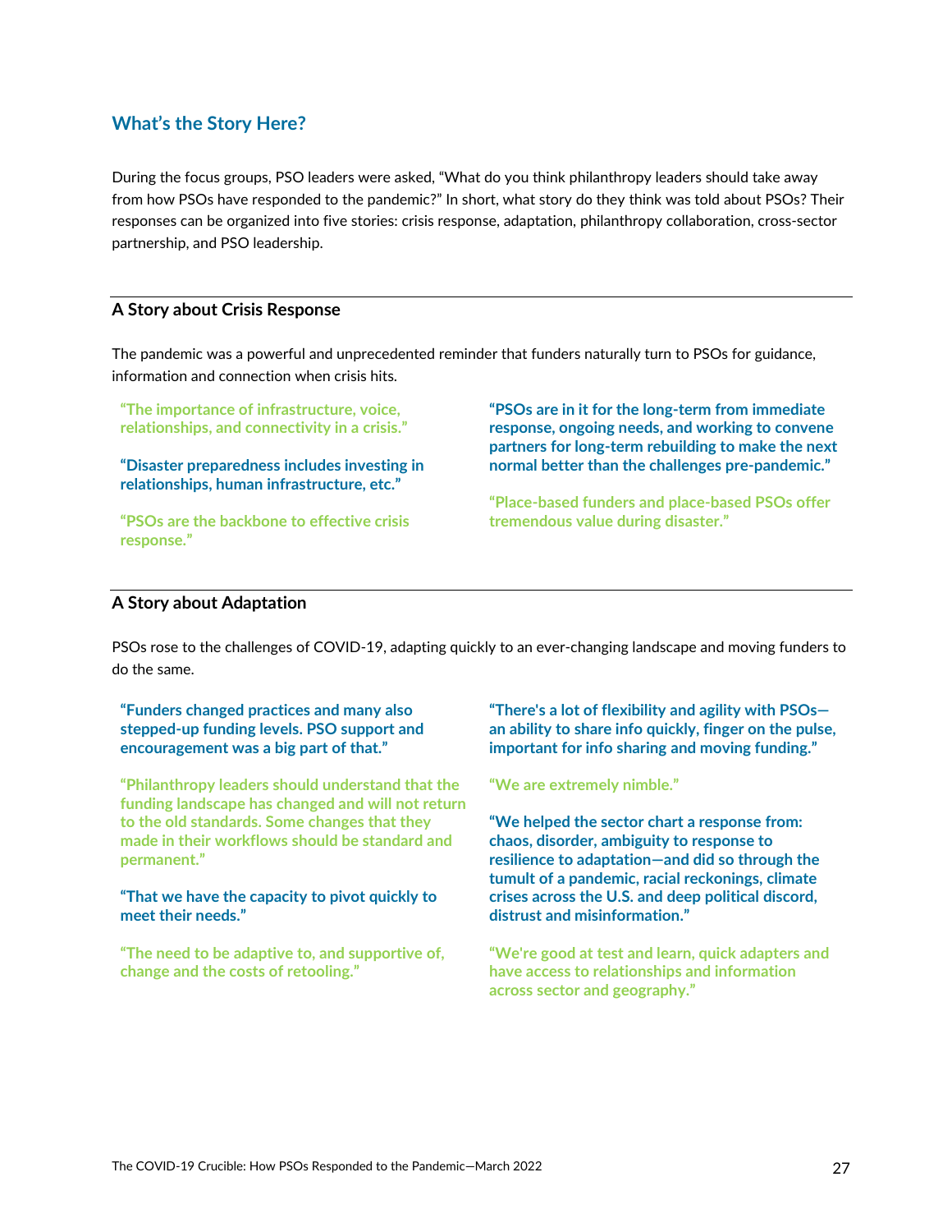## What's the Story Here?

During the focus groups, PSO leaders were asked, "What do you think philanthropy leaders should take away from how PSOs have responded to the pandemic?" In short, what story do they think was told about PSOs? Their responses can be organized into five stories: crisis response, adaptation, philanthropy collaboration, cross-sector partnership, and PSO leadership.

### A Story about Crisis Response

The pandemic was a powerful and unprecedented reminder that funders naturally turn to PSOs for guidance, information and connection when crisis hits.

**"The importance of infrastructure, voice, relationships, and connectivity in a crisis."**

**"Disaster preparedness includes investing in relationships, human infrastructure, etc."**

**"PSOs are the backbone to effective crisis response."**

**"PSOs are in it for the long-term from immediate response, ongoing needs, and working to convene partners for long-term rebuilding to make the next normal better than the challenges pre-pandemic."**

**"Place-based funders and place-based PSOs offer tremendous value during disaster."**

### A Story about Adaptation

PSOs rose to the challenges of COVID-19, adapting quickly to an ever-changing landscape and moving funders to do the same.

**"Funders changed practices and many also stepped-up funding levels. PSO support and encouragement was a big part of that."**

**"Philanthropy leaders should understand that the funding landscape has changed and will not return to the old standards. Some changes that they made in their workflows should be standard and permanent."**

**"That we have the capacity to pivot quickly to meet their needs."**

**"The need to be adaptive to, and supportive of, change and the costs of retooling."**

**"There's a lot of flexibility and agility with PSOs—an ability to share info quickly, finger on the pulse, important for info sharing and moving funding."**

**"We are extremely nimble."**

**"We helped the sector chart a response from: chaos, disorder, ambiguity to response to resilience to adaptation—and did so through the tumult of a pandemic, racial reckonings, climate crises across the U.S. and deep political discord, distrust and misinformation."**

**"We're good at test and learn, quick adapters and have access to relationships and information across sector and geography."**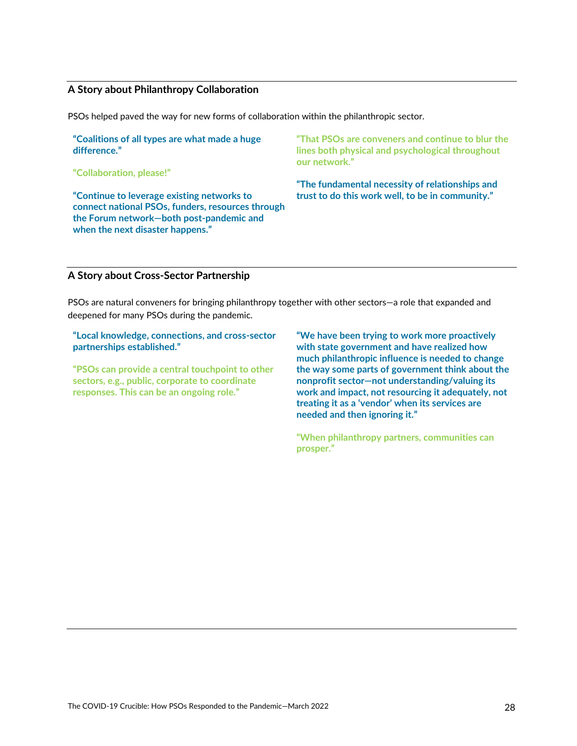### A Story about Philanthropy Collaboration

PSOs helped paved the way for new forms of collaboration within the philanthropic sector.

**"Coalitions of all types are what made a huge difference."**

**"Collaboration, please!"**

**"Continue to leverage existing networks to connect national PSOs, funders, resources through the Forum network—both post-pandemic and when the next disaster happens."**

**"That PSOs are conveners and continue to blur the lines both physical and psychological throughout our network."**

**"The fundamental necessity of relationships and trust to do this work well, to be in community."**

### A Story about Cross-Sector Partnership

PSOs are natural conveners for bringing philanthropy together with other sectors—a role that expanded and deepened for many PSOs during the pandemic.

**"Local knowledge, connections, and cross-sector partnerships established."**

**"PSOs can provide a central touchpoint to other sectors, e.g., public, corporate to coordinate responses. This can be an ongoing role."**

**"We have been trying to work more proactively with state government and have realized how much philanthropic influence is needed to change the way some parts of government think about the nonprofit sector—not understanding/valuing its work and impact, not resourcing it adequately, not treating it as a 'vendor' when its services are needed and then ignoring it."**

**"When philanthropy partners, communities can prosper."**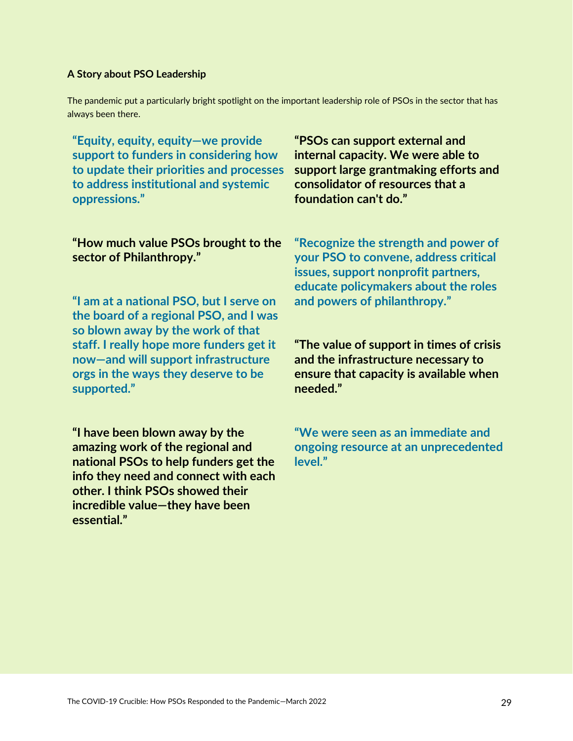**A Story about PSO Leadership**

The pandemic put a particularly bright spotlight on the important leadership role of PSOs in the sector that has always been there.

**"Equity, equity, equity—we provide support to funders in considering how to update their priorities and processes to address institutional and systemic oppressions."**

**"How much value PSOs brought to the sector of Philanthropy."**

**"I am at a national PSO, but I serve on the board of a regional PSO, and I was so blown away by the work of that staff. I really hope more funders get it now—and will support infrastructure orgs in the ways they deserve to be supported."**

**"I have been blown away by the amazing work of the regional and national PSOs to help funders get the info they need and connect with each other. I think PSOs showed their incredible value—they have been essential."**

**"PSOs can support external and internal capacity. We were able to support large grantmaking efforts and consolidator of resources that a foundation can't do."**

**"Recognize the strength and power of your PSO to convene, address critical issues, support nonprofit partners, educate policymakers about the roles and powers of philanthropy."**

**"The value of support in times of crisis and the infrastructure necessary to ensure that capacity is available when needed."**

**"We were seen as an immediate and ongoing resource at an unprecedented level."**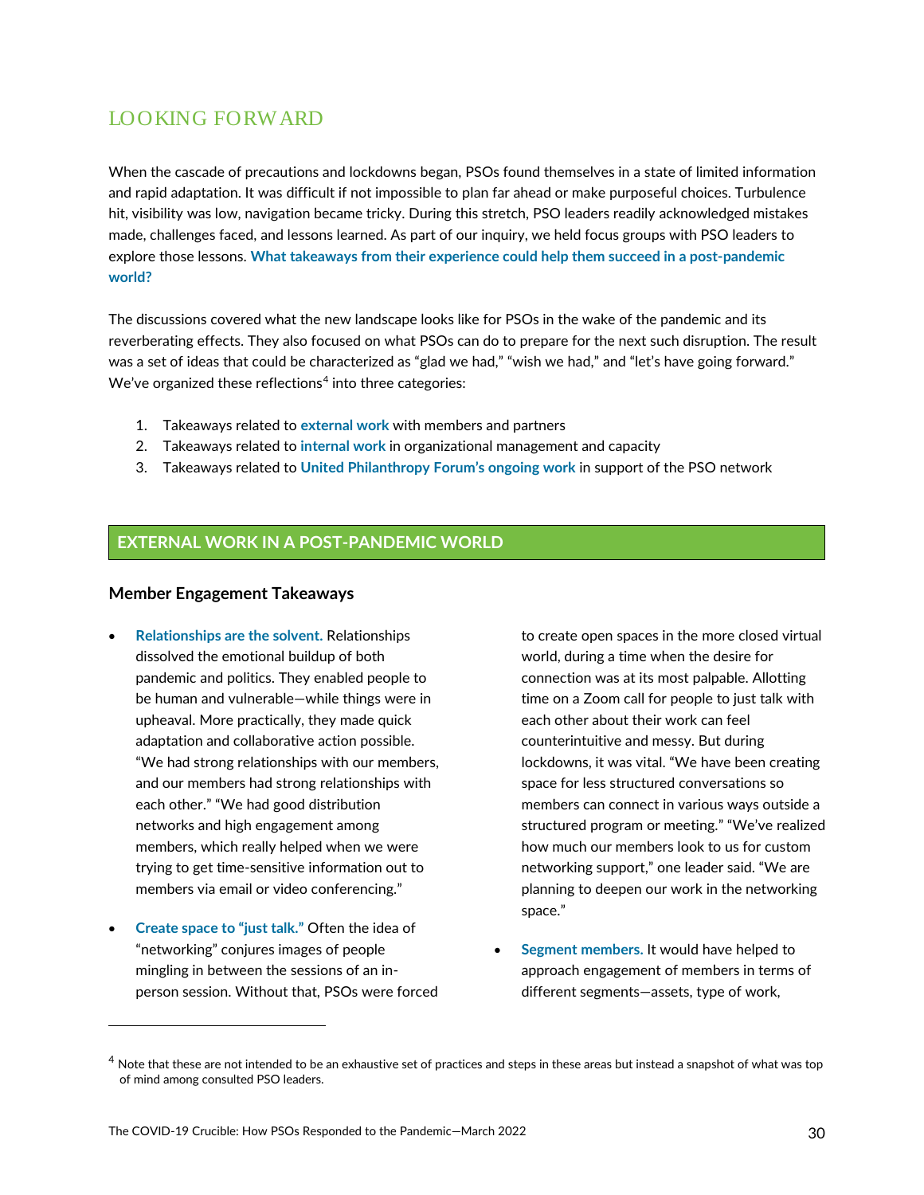## LOOKING FORWARD

When the cascade of precautions and lockdowns began, PSOs found themselves in a state of limited information and rapid adaptation. It was difficult if not impossible to plan far ahead or make purposeful choices. Turbulence hit, visibility was low, navigation became tricky. During this stretch, PSO leaders readily acknowledged mistakes made, challenges faced, and lessons learned. As part of our inquiry, we held focus groups with PSO leaders to explore those lessons. **What takeaways from their experience could help them succeed in a post-pandemic world?**

The discussions covered what the new landscape looks like for PSOs in the wake of the pandemic and its reverberating effects. They also focused on what PSOs can do to prepare for the next such disruption. The result was a set of ideas that could be characterized as "glad we had," "wish we had," and "let's have going forward." We've organized these reflections[4] into three categories:

1. Takeaways related to **external work** with members and partners
2. Takeaways related to **internal work** in organizational management and capacity
3. Takeaways related to **United Philanthropy Forum's ongoing work** in support of the PSO network

## EXTERNAL WORK IN A POST-PANDEMIC WORLD

### Member Engagement Takeaways

- **Relationships are the solvent.** Relationships dissolved the emotional buildup of both pandemic and politics. They enabled people to be human and vulnerable—while things were in upheaval. More practically, they made quick adaptation and collaborative action possible. "We had strong relationships with our members, and our members had strong relationships with each other." "We had good distribution networks and high engagement among members, which really helped when we were trying to get time-sensitive information out to members via email or video conferencing."

- **Create space to "just talk."** Often the idea of "networking" conjures images of people mingling in between the sessions of an in-person session. Without that, PSOs were forced to create open spaces in the more closed virtual world, during a time when the desire for connection was at its most palpable. Allotting time on a Zoom call for people to just talk with each other about their work can feel counterintuitive and messy. But during lockdowns, it was vital. "We have been creating space for less structured conversations so members can connect in various ways outside a structured program or meeting." "We've realized how much our members look to us for custom networking support," one leader said. "We are planning to deepen our work in the networking space."

- **Segment members.** It would have helped to approach engagement of members in terms of different segments—assets, type of work,

[4] Note that these are not intended to be an exhaustive set of practices and steps in these areas but instead a snapshot of what was top of mind among consulted PSO leaders.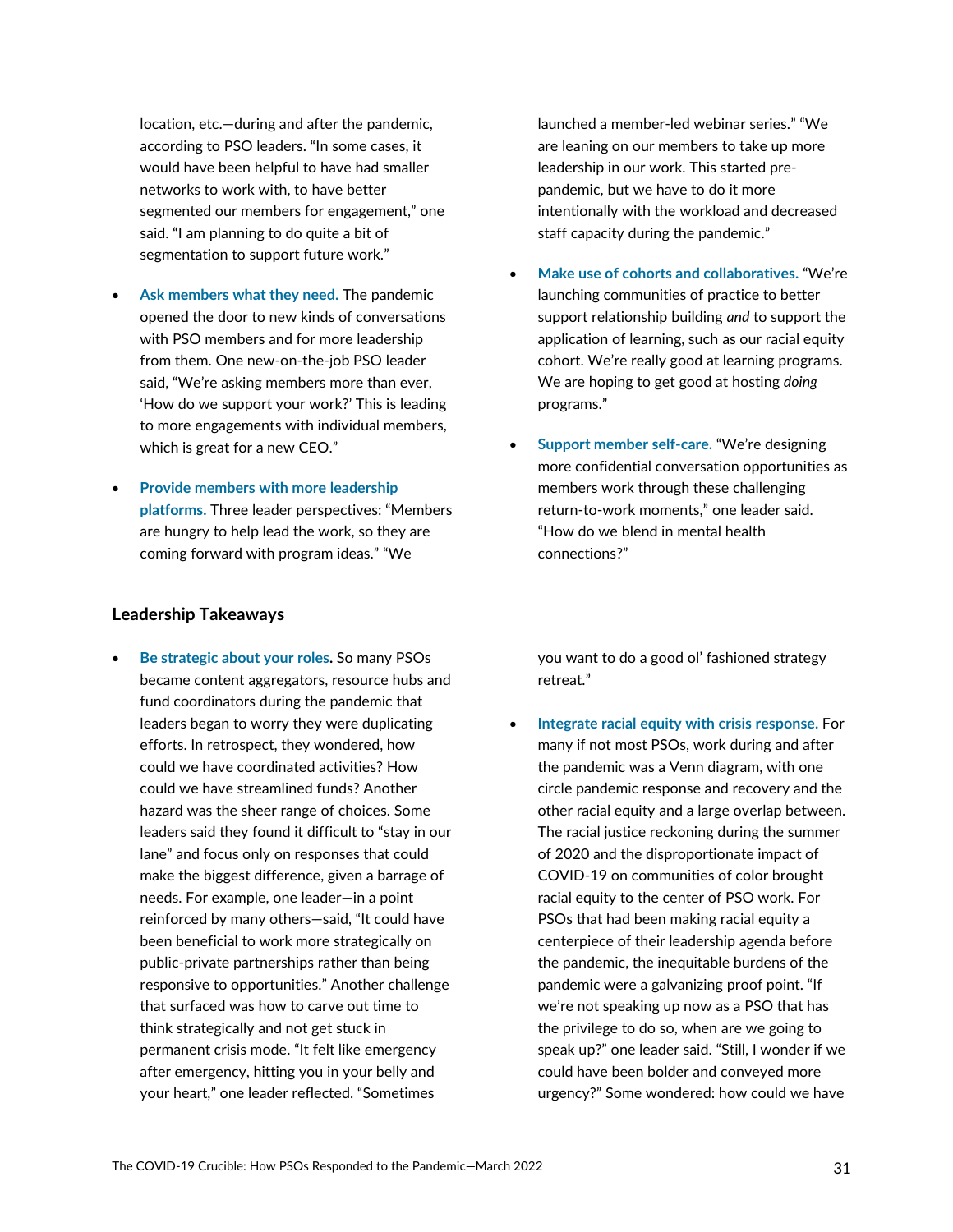location, etc.—during and after the pandemic, according to PSO leaders. "In some cases, it would have been helpful to have had smaller networks to work with, to have better segmented our members for engagement," one said. "I am planning to do quite a bit of segmentation to support future work."

- **Ask members what they need.** The pandemic opened the door to new kinds of conversations with PSO members and for more leadership from them. One new-on-the-job PSO leader said, "We're asking members more than ever, 'How do we support your work?' This is leading to more engagements with individual members, which is great for a new CEO."

- **Provide members with more leadership platforms.** Three leader perspectives: "Members are hungry to help lead the work, so they are coming forward with program ideas." "We launched a member-led webinar series." "We are leaning on our members to take up more leadership in our work. This started pre-pandemic, but we have to do it more intentionally with the workload and decreased staff capacity during the pandemic."

- **Make use of cohorts and collaboratives.** "We're launching communities of practice to better support relationship building *and* to support the application of learning, such as our racial equity cohort. We're really good at learning programs. We are hoping to get good at hosting *doing* programs."

- **Support member self-care.** "We're designing more confidential conversation opportunities as members work through these challenging return-to-work moments," one leader said. "How do we blend in mental health connections?"

### Leadership Takeaways

- **Be strategic about your roles.** So many PSOs became content aggregators, resource hubs and fund coordinators during the pandemic that leaders began to worry they were duplicating efforts. In retrospect, they wondered, how could we have coordinated activities? How could we have streamlined funds? Another hazard was the sheer range of choices. Some leaders said they found it difficult to "stay in our lane" and focus only on responses that could make the biggest difference, given a barrage of needs. For example, one leader—in a point reinforced by many others—said, "It could have been beneficial to work more strategically on public-private partnerships rather than being responsive to opportunities." Another challenge that surfaced was how to carve out time to think strategically and not get stuck in permanent crisis mode. "It felt like emergency after emergency, hitting you in your belly and your heart," one leader reflected. "Sometimes you want to do a good ol' fashioned strategy retreat."

- **Integrate racial equity with crisis response.** For many if not most PSOs, work during and after the pandemic was a Venn diagram, with one circle pandemic response and recovery and the other racial equity and a large overlap between. The racial justice reckoning during the summer of 2020 and the disproportionate impact of COVID-19 on communities of color brought racial equity to the center of PSO work. For PSOs that had been making racial equity a centerpiece of their leadership agenda before the pandemic, the inequitable burdens of the pandemic were a galvanizing proof point. "If we're not speaking up now as a PSO that has the privilege to do so, when are we going to speak up?" one leader said. "Still, I wonder if we could have been bolder and conveyed more urgency?" Some wondered: how could we have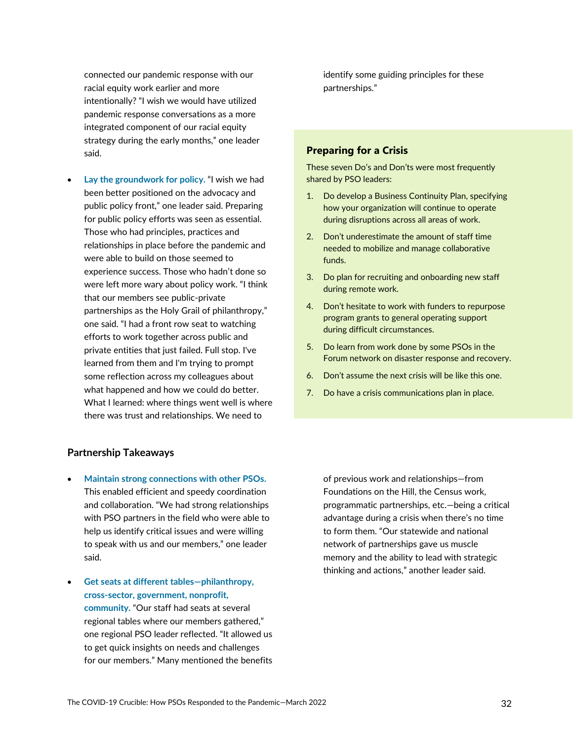connected our pandemic response with our racial equity work earlier and more intentionally? "I wish we would have utilized pandemic response conversations as a more integrated component of our racial equity strategy during the early months," one leader said.

- **Lay the groundwork for policy.** "I wish we had been better positioned on the advocacy and public policy front," one leader said. Preparing for public policy efforts was seen as essential. Those who had principles, practices and relationships in place before the pandemic and were able to build on those seemed to experience success. Those who hadn't done so were left more wary about policy work. "I think that our members see public-private partnerships as the Holy Grail of philanthropy," one said. "I had a front row seat to watching efforts to work together across public and private entities that just failed. Full stop. I've learned from them and I'm trying to prompt some reflection across my colleagues about what happened and how we could do better. What I learned: where things went well is where there was trust and relationships. We need to identify some guiding principles for these partnerships."

### Preparing for a Crisis

These seven Do's and Don'ts were most frequently shared by PSO leaders:

1. Do develop a Business Continuity Plan, specifying how your organization will continue to operate during disruptions across all areas of work.
2. Don't underestimate the amount of staff time needed to mobilize and manage collaborative funds.
3. Do plan for recruiting and onboarding new staff during remote work.
4. Don't hesitate to work with funders to repurpose program grants to general operating support during difficult circumstances.
5. Do learn from work done by some PSOs in the Forum network on disaster response and recovery.
6. Don't assume the next crisis will be like this one.
7. Do have a crisis communications plan in place.

### Partnership Takeaways

- **Maintain strong connections with other PSOs.** This enabled efficient and speedy coordination and collaboration. "We had strong relationships with PSO partners in the field who were able to help us identify critical issues and were willing to speak with us and our members," one leader said.

- **Get seats at different tables—philanthropy, cross-sector, government, nonprofit, community.** "Our staff had seats at several regional tables where our members gathered," one regional PSO leader reflected. "It allowed us to get quick insights on needs and challenges for our members." Many mentioned the benefits of previous work and relationships—from Foundations on the Hill, the Census work, programmatic partnerships, etc.—being a critical advantage during a crisis when there's no time to form them. "Our statewide and national network of partnerships gave us muscle memory and the ability to lead with strategic thinking and actions," another leader said.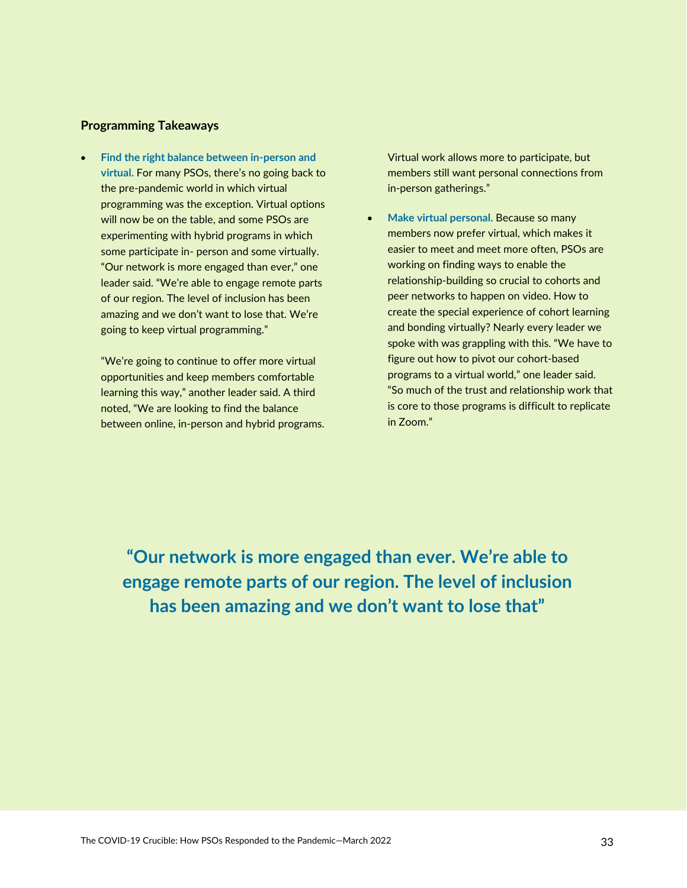**Programming Takeaways**

- **Find the right balance between in-person and virtual.** For many PSOs, there's no going back to the pre-pandemic world in which virtual programming was the exception. Virtual options will now be on the table, and some PSOs are experimenting with hybrid programs in which some participate in- person and some virtually. "Our network is more engaged than ever," one leader said. "We're able to engage remote parts of our region. The level of inclusion has been amazing and we don't want to lose that. We're going to keep virtual programming."

  "We're going to continue to offer more virtual opportunities and keep members comfortable learning this way," another leader said. A third noted, "We are looking to find the balance between online, in-person and hybrid programs. Virtual work allows more to participate, but members still want personal connections from in-person gatherings."

- **Make virtual personal.** Because so many members now prefer virtual, which makes it easier to meet and meet more often, PSOs are working on finding ways to enable the relationship-building so crucial to cohorts and peer networks to happen on video. How to create the special experience of cohort learning and bonding virtually? Nearly every leader we spoke with was grappling with this. "We have to figure out how to pivot our cohort-based programs to a virtual world," one leader said. "So much of the trust and relationship work that is core to those programs is difficult to replicate in Zoom."

**"Our network is more engaged than ever. We're able to engage remote parts of our region. The level of inclusion has been amazing and we don't want to lose that"**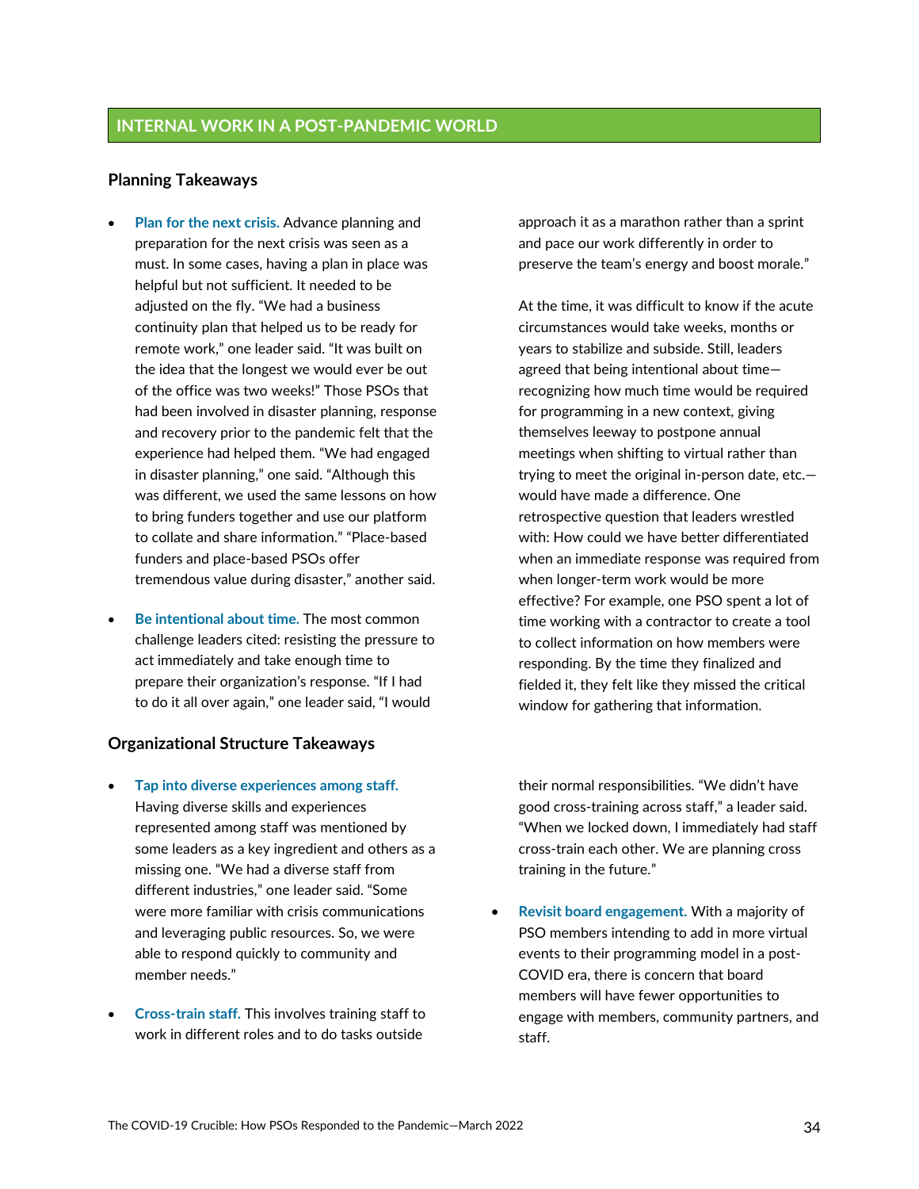## INTERNAL WORK IN A POST-PANDEMIC WORLD

### Planning Takeaways

- **Plan for the next crisis.** Advance planning and preparation for the next crisis was seen as a must. In some cases, having a plan in place was helpful but not sufficient. It needed to be adjusted on the fly. "We had a business continuity plan that helped us to be ready for remote work," one leader said. "It was built on the idea that the longest we would ever be out of the office was two weeks!" Those PSOs that had been involved in disaster planning, response and recovery prior to the pandemic felt that the experience had helped them. "We had engaged in disaster planning," one said. "Although this was different, we used the same lessons on how to bring funders together and use our platform to collate and share information." "Place-based funders and place-based PSOs offer tremendous value during disaster," another said.

- **Be intentional about time.** The most common challenge leaders cited: resisting the pressure to act immediately and take enough time to prepare their organization's response. "If I had to do it all over again," one leader said, "I would approach it as a marathon rather than a sprint and pace our work differently in order to preserve the team's energy and boost morale."

  At the time, it was difficult to know if the acute circumstances would take weeks, months or years to stabilize and subside. Still, leaders agreed that being intentional about time—recognizing how much time would be required for programming in a new context, giving themselves leeway to postpone annual meetings when shifting to virtual rather than trying to meet the original in-person date, etc.—would have made a difference. One retrospective question that leaders wrestled with: How could we have better differentiated when an immediate response was required from when longer-term work would be more effective? For example, one PSO spent a lot of time working with a contractor to create a tool to collect information on how members were responding. By the time they finalized and fielded it, they felt like they missed the critical window for gathering that information.

### Organizational Structure Takeaways

- **Tap into diverse experiences among staff.** Having diverse skills and experiences represented among staff was mentioned by some leaders as a key ingredient and others as a missing one. "We had a diverse staff from different industries," one leader said. "Some were more familiar with crisis communications and leveraging public resources. So, we were able to respond quickly to community and member needs."

- **Cross-train staff.** This involves training staff to work in different roles and to do tasks outside their normal responsibilities. "We didn't have good cross-training across staff," a leader said. "When we locked down, I immediately had staff cross-train each other. We are planning cross training in the future."

- **Revisit board engagement.** With a majority of PSO members intending to add in more virtual events to their programming model in a post-COVID era, there is concern that board members will have fewer opportunities to engage with members, community partners, and staff.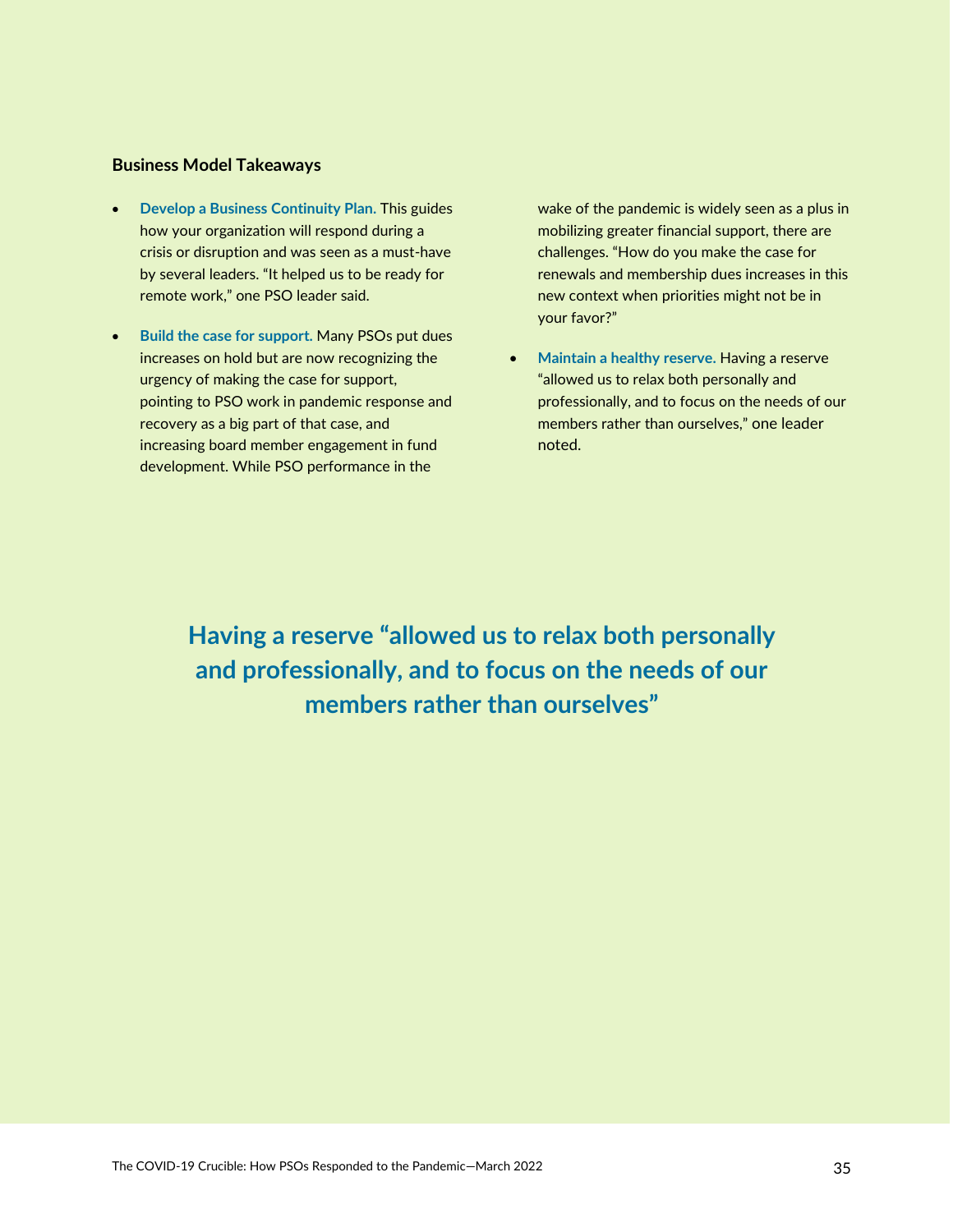**Business Model Takeaways**

- **Develop a Business Continuity Plan.** This guides how your organization will respond during a crisis or disruption and was seen as a must-have by several leaders. "It helped us to be ready for remote work," one PSO leader said.
- **Build the case for support.** Many PSOs put dues increases on hold but are now recognizing the urgency of making the case for support, pointing to PSO work in pandemic response and recovery as a big part of that case, and increasing board member engagement in fund development. While PSO performance in the wake of the pandemic is widely seen as a plus in mobilizing greater financial support, there are challenges. "How do you make the case for renewals and membership dues increases in this new context when priorities might not be in your favor?"
- **Maintain a healthy reserve.** Having a reserve "allowed us to relax both personally and professionally, and to focus on the needs of our members rather than ourselves," one leader noted.

**Having a reserve "allowed us to relax both personally and professionally, and to focus on the needs of our members rather than ourselves"**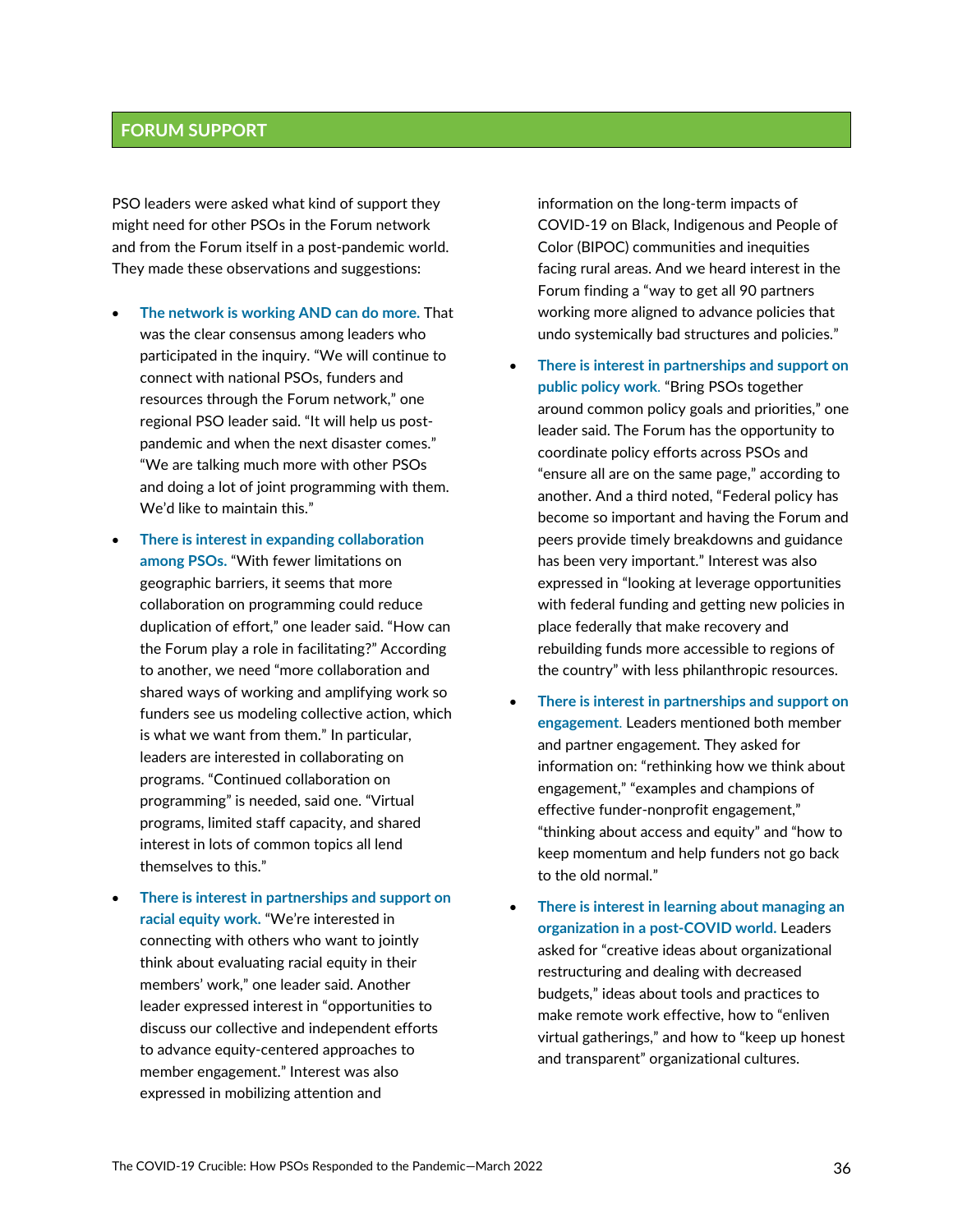## FORUM SUPPORT

PSO leaders were asked what kind of support they might need for other PSOs in the Forum network and from the Forum itself in a post-pandemic world. They made these observations and suggestions:

- **The network is working AND can do more.** That was the clear consensus among leaders who participated in the inquiry. "We will continue to connect with national PSOs, funders and resources through the Forum network," one regional PSO leader said. "It will help us post-pandemic and when the next disaster comes." "We are talking much more with other PSOs and doing a lot of joint programming with them. We'd like to maintain this."
- **There is interest in expanding collaboration among PSOs.** "With fewer limitations on geographic barriers, it seems that more collaboration on programming could reduce duplication of effort," one leader said. "How can the Forum play a role in facilitating?" According to another, we need "more collaboration and shared ways of working and amplifying work so funders see us modeling collective action, which is what we want from them." In particular, leaders are interested in collaborating on programs. "Continued collaboration on programming" is needed, said one. "Virtual programs, limited staff capacity, and shared interest in lots of common topics all lend themselves to this."
- **There is interest in partnerships and support on racial equity work.** "We're interested in connecting with others who want to jointly think about evaluating racial equity in their members' work," one leader said. Another leader expressed interest in "opportunities to discuss our collective and independent efforts to advance equity-centered approaches to member engagement." Interest was also expressed in mobilizing attention and information on the long-term impacts of COVID-19 on Black, Indigenous and People of Color (BIPOC) communities and inequities facing rural areas. And we heard interest in the Forum finding a "way to get all 90 partners working more aligned to advance policies that undo systemically bad structures and policies."
- **There is interest in partnerships and support on public policy work.** "Bring PSOs together around common policy goals and priorities," one leader said. The Forum has the opportunity to coordinate policy efforts across PSOs and "ensure all are on the same page," according to another. And a third noted, "Federal policy has become so important and having the Forum and peers provide timely breakdowns and guidance has been very important." Interest was also expressed in "looking at leverage opportunities with federal funding and getting new policies in place federally that make recovery and rebuilding funds more accessible to regions of the country" with less philanthropic resources.
- **There is interest in partnerships and support on engagement.** Leaders mentioned both member and partner engagement. They asked for information on: "rethinking how we think about engagement," "examples and champions of effective funder-nonprofit engagement," "thinking about access and equity" and "how to keep momentum and help funders not go back to the old normal."
- **There is interest in learning about managing an organization in a post-COVID world.** Leaders asked for "creative ideas about organizational restructuring and dealing with decreased budgets," ideas about tools and practices to make remote work effective, how to "enliven virtual gatherings," and how to "keep up honest and transparent" organizational cultures.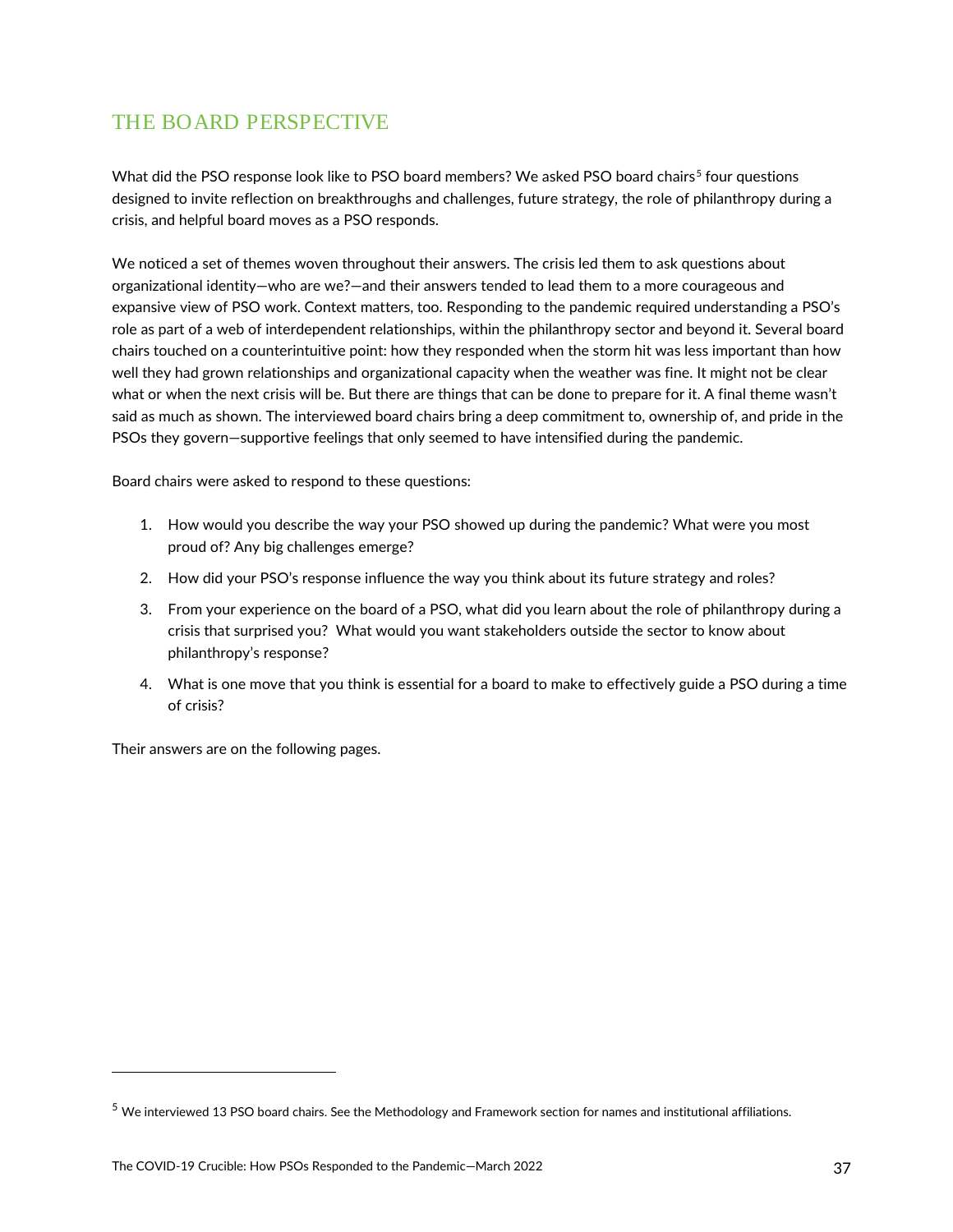## THE BOARD PERSPECTIVE

What did the PSO response look like to PSO board members? We asked PSO board chairs[5] four questions designed to invite reflection on breakthroughs and challenges, future strategy, the role of philanthropy during a crisis, and helpful board moves as a PSO responds.

We noticed a set of themes woven throughout their answers. The crisis led them to ask questions about organizational identity—who are we?—and their answers tended to lead them to a more courageous and expansive view of PSO work. Context matters, too. Responding to the pandemic required understanding a PSO's role as part of a web of interdependent relationships, within the philanthropy sector and beyond it. Several board chairs touched on a counterintuitive point: how they responded when the storm hit was less important than how well they had grown relationships and organizational capacity when the weather was fine. It might not be clear what or when the next crisis will be. But there are things that can be done to prepare for it. A final theme wasn't said as much as shown. The interviewed board chairs bring a deep commitment to, ownership of, and pride in the PSOs they govern—supportive feelings that only seemed to have intensified during the pandemic.

Board chairs were asked to respond to these questions:

1. How would you describe the way your PSO showed up during the pandemic? What were you most proud of? Any big challenges emerge?
2. How did your PSO's response influence the way you think about its future strategy and roles?
3. From your experience on the board of a PSO, what did you learn about the role of philanthropy during a crisis that surprised you? What would you want stakeholders outside the sector to know about philanthropy's response?
4. What is one move that you think is essential for a board to make to effectively guide a PSO during a time of crisis?

Their answers are on the following pages.

---

[5] We interviewed 13 PSO board chairs. See the Methodology and Framework section for names and institutional affiliations.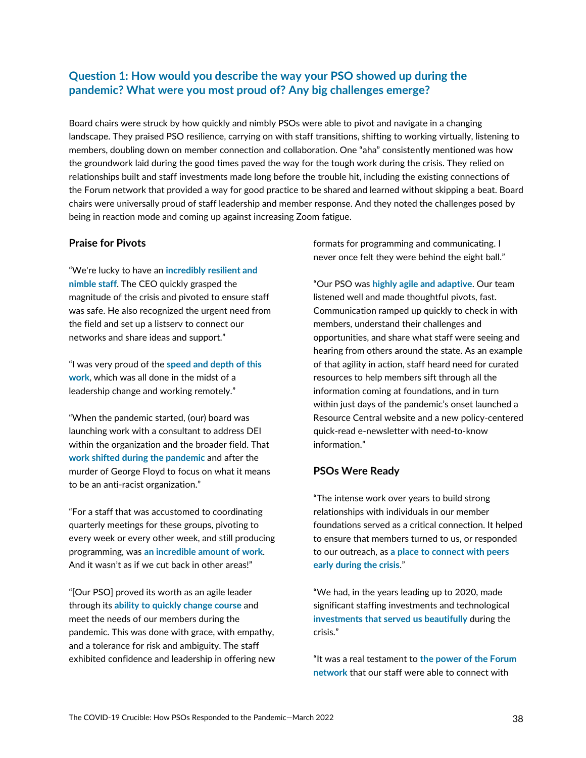## Question 1: How would you describe the way your PSO showed up during the pandemic? What were you most proud of? Any big challenges emerge?

Board chairs were struck by how quickly and nimbly PSOs were able to pivot and navigate in a changing landscape. They praised PSO resilience, carrying on with staff transitions, shifting to working virtually, listening to members, doubling down on member connection and collaboration. One "aha" consistently mentioned was how the groundwork laid during the good times paved the way for the tough work during the crisis. They relied on relationships built and staff investments made long before the trouble hit, including the existing connections of the Forum network that provided a way for good practice to be shared and learned without skipping a beat. Board chairs were universally proud of staff leadership and member response. And they noted the challenges posed by being in reaction mode and coming up against increasing Zoom fatigue.

### Praise for Pivots

"We're lucky to have an **incredibly resilient and nimble staff**. The CEO quickly grasped the magnitude of the crisis and pivoted to ensure staff was safe. He also recognized the urgent need from the field and set up a listserv to connect our networks and share ideas and support."

"I was very proud of the **speed and depth of this work**, which was all done in the midst of a leadership change and working remotely."

"When the pandemic started, (our) board was launching work with a consultant to address DEI within the organization and the broader field. That **work shifted during the pandemic** and after the murder of George Floyd to focus on what it means to be an anti-racist organization."

"For a staff that was accustomed to coordinating quarterly meetings for these groups, pivoting to every week or every other week, and still producing programming, was **an incredible amount of work**. And it wasn't as if we cut back in other areas!"

"[Our PSO] proved its worth as an agile leader through its **ability to quickly change course** and meet the needs of our members during the pandemic. This was done with grace, with empathy, and a tolerance for risk and ambiguity. The staff exhibited confidence and leadership in offering new formats for programming and communicating. I never once felt they were behind the eight ball."

"Our PSO was **highly agile and adaptive**. Our team listened well and made thoughtful pivots, fast. Communication ramped up quickly to check in with members, understand their challenges and opportunities, and share what staff were seeing and hearing from others around the state. As an example of that agility in action, staff heard need for curated resources to help members sift through all the information coming at foundations, and in turn within just days of the pandemic's onset launched a Resource Central website and a new policy-centered quick-read e-newsletter with need-to-know information."

### PSOs Were Ready

"The intense work over years to build strong relationships with individuals in our member foundations served as a critical connection. It helped to ensure that members turned to us, or responded to our outreach, as **a place to connect with peers early during the crisis**."

"We had, in the years leading up to 2020, made significant staffing investments and technological **investments that served us beautifully** during the crisis."

"It was a real testament to **the power of the Forum network** that our staff were able to connect with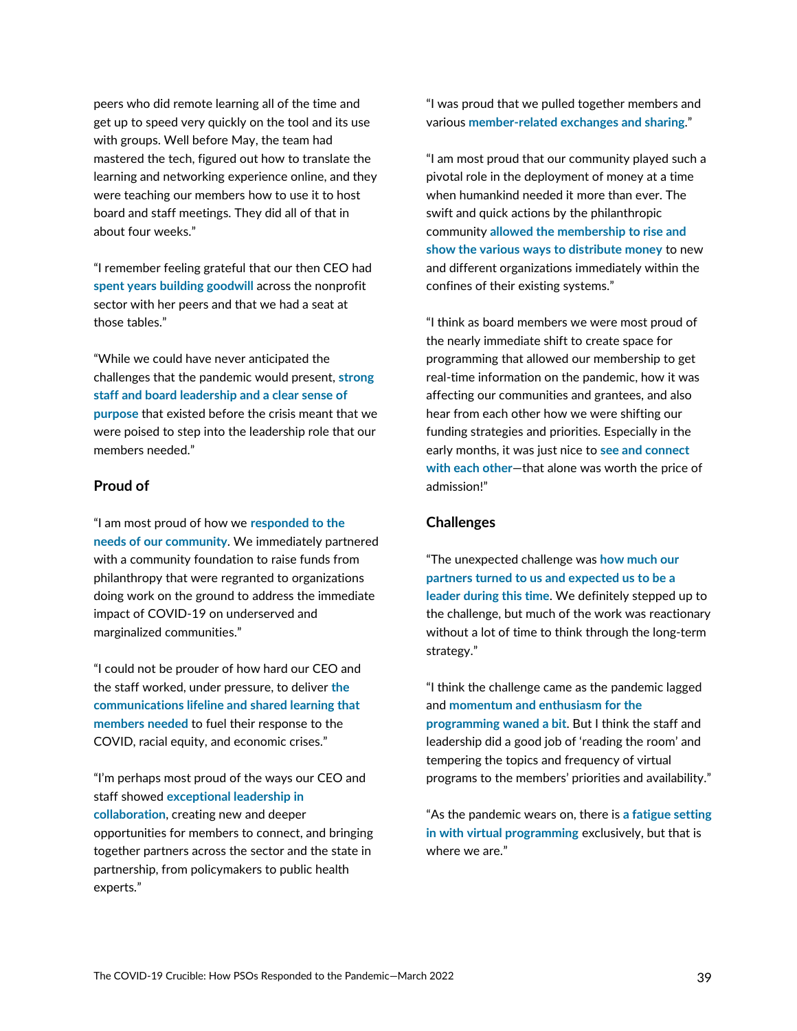peers who did remote learning all of the time and get up to speed very quickly on the tool and its use with groups. Well before May, the team had mastered the tech, figured out how to translate the learning and networking experience online, and they were teaching our members how to use it to host board and staff meetings. They did all of that in about four weeks."

"I remember feeling grateful that our then CEO had **spent years building goodwill** across the nonprofit sector with her peers and that we had a seat at those tables."

"While we could have never anticipated the challenges that the pandemic would present, **strong staff and board leadership and a clear sense of purpose** that existed before the crisis meant that we were poised to step into the leadership role that our members needed."

### Proud of

"I am most proud of how we **responded to the needs of our community**. We immediately partnered with a community foundation to raise funds from philanthropy that were regranted to organizations doing work on the ground to address the immediate impact of COVID-19 on underserved and marginalized communities."

"I could not be prouder of how hard our CEO and the staff worked, under pressure, to deliver **the communications lifeline and shared learning that members needed** to fuel their response to the COVID, racial equity, and economic crises."

"I'm perhaps most proud of the ways our CEO and staff showed **exceptional leadership in collaboration**, creating new and deeper opportunities for members to connect, and bringing together partners across the sector and the state in partnership, from policymakers to public health experts."

"I was proud that we pulled together members and various **member-related exchanges and sharing**."

"I am most proud that our community played such a pivotal role in the deployment of money at a time when humankind needed it more than ever. The swift and quick actions by the philanthropic community **allowed the membership to rise and show the various ways to distribute money** to new and different organizations immediately within the confines of their existing systems."

"I think as board members we were most proud of the nearly immediate shift to create space for programming that allowed our membership to get real-time information on the pandemic, how it was affecting our communities and grantees, and also hear from each other how we were shifting our funding strategies and priorities. Especially in the early months, it was just nice to **see and connect with each other**—that alone was worth the price of admission!"

### Challenges

"The unexpected challenge was **how much our partners turned to us and expected us to be a leader during this time**. We definitely stepped up to the challenge, but much of the work was reactionary without a lot of time to think through the long-term strategy."

"I think the challenge came as the pandemic lagged and **momentum and enthusiasm for the programming waned a bit**. But I think the staff and leadership did a good job of 'reading the room' and tempering the topics and frequency of virtual programs to the members' priorities and availability."

"As the pandemic wears on, there is **a fatigue setting in with virtual programming** exclusively, but that is where we are."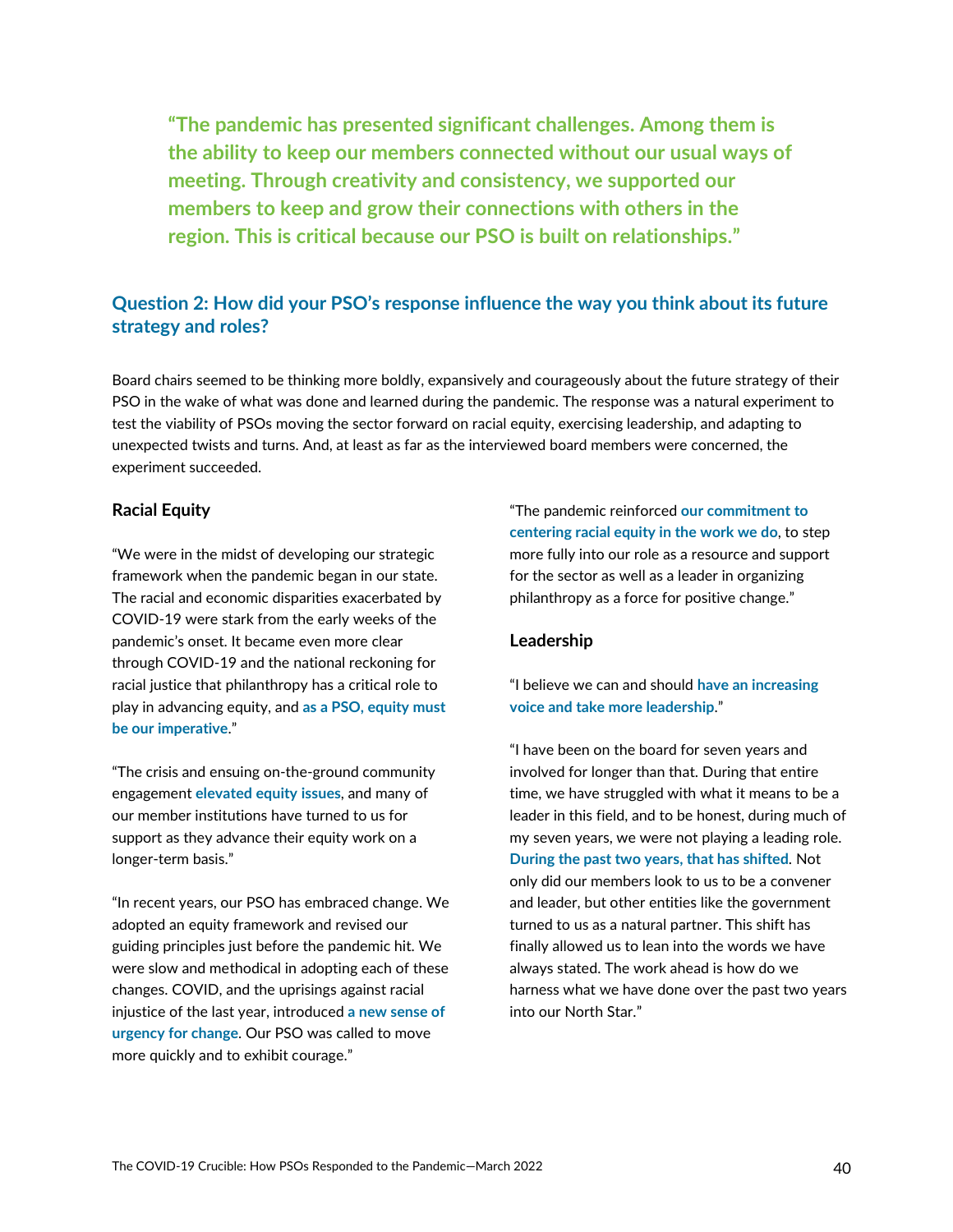**"The pandemic has presented significant challenges. Among them is the ability to keep our members connected without our usual ways of meeting. Through creativity and consistency, we supported our members to keep and grow their connections with others in the region. This is critical because our PSO is built on relationships."**

## Question 2: How did your PSO's response influence the way you think about its future strategy and roles?

Board chairs seemed to be thinking more boldly, expansively and courageously about the future strategy of their PSO in the wake of what was done and learned during the pandemic. The response was a natural experiment to test the viability of PSOs moving the sector forward on racial equity, exercising leadership, and adapting to unexpected twists and turns. And, at least as far as the interviewed board members were concerned, the experiment succeeded.

### Racial Equity

"We were in the midst of developing our strategic framework when the pandemic began in our state. The racial and economic disparities exacerbated by COVID-19 were stark from the early weeks of the pandemic's onset. It became even more clear through COVID-19 and the national reckoning for racial justice that philanthropy has a critical role to play in advancing equity, and **as a PSO, equity must be our imperative**."

"The crisis and ensuing on-the-ground community engagement **elevated equity issues**, and many of our member institutions have turned to us for support as they advance their equity work on a longer-term basis."

"In recent years, our PSO has embraced change. We adopted an equity framework and revised our guiding principles just before the pandemic hit. We were slow and methodical in adopting each of these changes. COVID, and the uprisings against racial injustice of the last year, introduced **a new sense of urgency for change**. Our PSO was called to move more quickly and to exhibit courage."

"The pandemic reinforced **our commitment to centering racial equity in the work we do**, to step more fully into our role as a resource and support for the sector as well as a leader in organizing philanthropy as a force for positive change."

### Leadership

"I believe we can and should **have an increasing voice and take more leadership**."

"I have been on the board for seven years and involved for longer than that. During that entire time, we have struggled with what it means to be a leader in this field, and to be honest, during much of my seven years, we were not playing a leading role. **During the past two years, that has shifted**. Not only did our members look to us to be a convener and leader, but other entities like the government turned to us as a natural partner. This shift has finally allowed us to lean into the words we have always stated. The work ahead is how do we harness what we have done over the past two years into our North Star."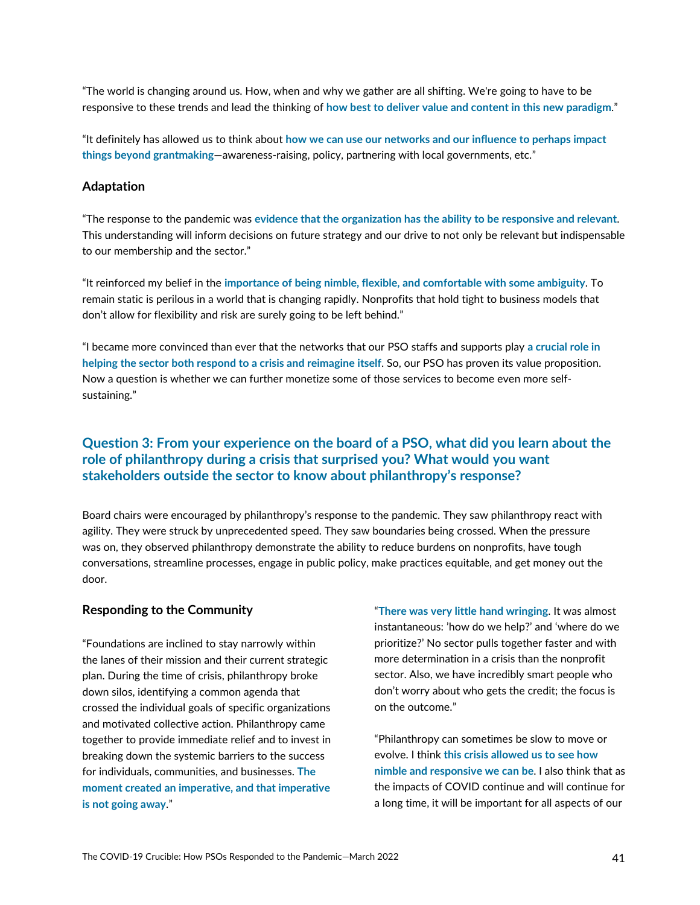"The world is changing around us. How, when and why we gather are all shifting. We're going to have to be responsive to these trends and lead the thinking of **how best to deliver value and content in this new paradigm**."

"It definitely has allowed us to think about **how we can use our networks and our influence to perhaps impact things beyond grantmaking**—awareness-raising, policy, partnering with local governments, etc."

### Adaptation

"The response to the pandemic was **evidence that the organization has the ability to be responsive and relevant**. This understanding will inform decisions on future strategy and our drive to not only be relevant but indispensable to our membership and the sector."

"It reinforced my belief in the **importance of being nimble, flexible, and comfortable with some ambiguity**. To remain static is perilous in a world that is changing rapidly. Nonprofits that hold tight to business models that don't allow for flexibility and risk are surely going to be left behind."

"I became more convinced than ever that the networks that our PSO staffs and supports play **a crucial role in helping the sector both respond to a crisis and reimagine itself**. So, our PSO has proven its value proposition. Now a question is whether we can further monetize some of those services to become even more self-sustaining."

## Question 3: From your experience on the board of a PSO, what did you learn about the role of philanthropy during a crisis that surprised you? What would you want stakeholders outside the sector to know about philanthropy's response?

Board chairs were encouraged by philanthropy's response to the pandemic. They saw philanthropy react with agility. They were struck by unprecedented speed. They saw boundaries being crossed. When the pressure was on, they observed philanthropy demonstrate the ability to reduce burdens on nonprofits, have tough conversations, streamline processes, engage in public policy, make practices equitable, and get money out the door.

### Responding to the Community

"Foundations are inclined to stay narrowly within the lanes of their mission and their current strategic plan. During the time of crisis, philanthropy broke down silos, identifying a common agenda that crossed the individual goals of specific organizations and motivated collective action. Philanthropy came together to provide immediate relief and to invest in breaking down the systemic barriers to the success for individuals, communities, and businesses. **The moment created an imperative, and that imperative is not going away**."

"**There was very little hand wringing**. It was almost instantaneous: 'how do we help?' and 'where do we prioritize?' No sector pulls together faster and with more determination in a crisis than the nonprofit sector. Also, we have incredibly smart people who don't worry about who gets the credit; the focus is on the outcome."

"Philanthropy can sometimes be slow to move or evolve. I think **this crisis allowed us to see how nimble and responsive we can be**. I also think that as the impacts of COVID continue and will continue for a long time, it will be important for all aspects of our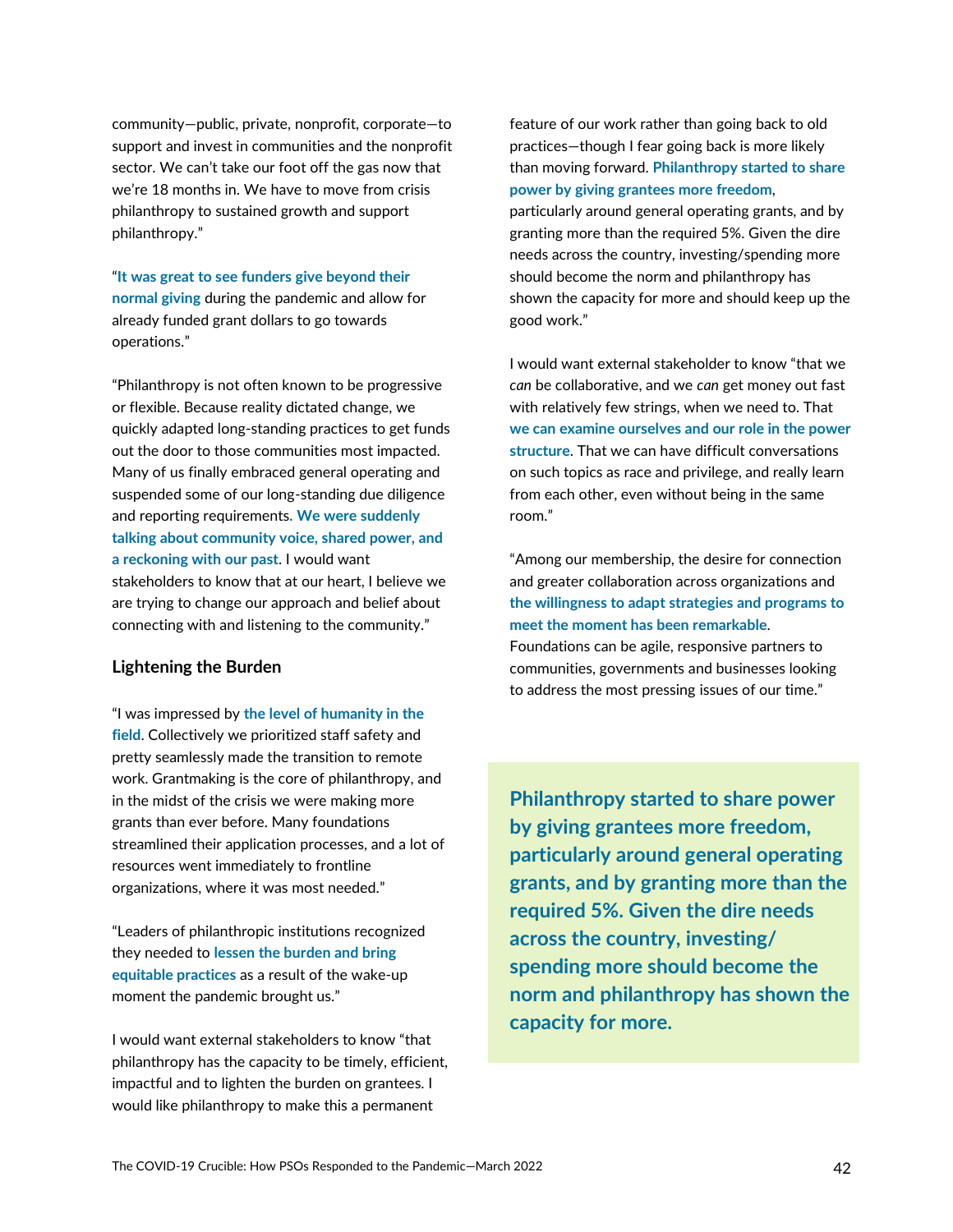community—public, private, nonprofit, corporate—to support and invest in communities and the nonprofit sector. We can't take our foot off the gas now that we're 18 months in. We have to move from crisis philanthropy to sustained growth and support philanthropy."

"**It was great to see funders give beyond their normal giving** during the pandemic and allow for already funded grant dollars to go towards operations."

"Philanthropy is not often known to be progressive or flexible. Because reality dictated change, we quickly adapted long-standing practices to get funds out the door to those communities most impacted. Many of us finally embraced general operating and suspended some of our long-standing due diligence and reporting requirements. **We were suddenly talking about community voice, shared power, and a reckoning with our past**. I would want stakeholders to know that at our heart, I believe we are trying to change our approach and belief about connecting with and listening to the community."

### Lightening the Burden

"I was impressed by **the level of humanity in the field**. Collectively we prioritized staff safety and pretty seamlessly made the transition to remote work. Grantmaking is the core of philanthropy, and in the midst of the crisis we were making more grants than ever before. Many foundations streamlined their application processes, and a lot of resources went immediately to frontline organizations, where it was most needed."

"Leaders of philanthropic institutions recognized they needed to **lessen the burden and bring equitable practices** as a result of the wake-up moment the pandemic brought us."

I would want external stakeholders to know "that philanthropy has the capacity to be timely, efficient, impactful and to lighten the burden on grantees. I would like philanthropy to make this a permanent feature of our work rather than going back to old practices—though I fear going back is more likely than moving forward. **Philanthropy started to share power by giving grantees more freedom**, particularly around general operating grants, and by granting more than the required 5%. Given the dire needs across the country, investing/spending more should become the norm and philanthropy has shown the capacity for more and should keep up the good work."

I would want external stakeholder to know "that we *can* be collaborative, and we *can* get money out fast with relatively few strings, when we need to. That **we can examine ourselves and our role in the power structure**. That we can have difficult conversations on such topics as race and privilege, and really learn from each other, even without being in the same room."

"Among our membership, the desire for connection and greater collaboration across organizations and **the willingness to adapt strategies and programs to meet the moment has been remarkable**. Foundations can be agile, responsive partners to communities, governments and businesses looking to address the most pressing issues of our time."

> **Philanthropy started to share power by giving grantees more freedom, particularly around general operating grants, and by granting more than the required 5%. Given the dire needs across the country, investing/spending more should become the norm and philanthropy has shown the capacity for more.**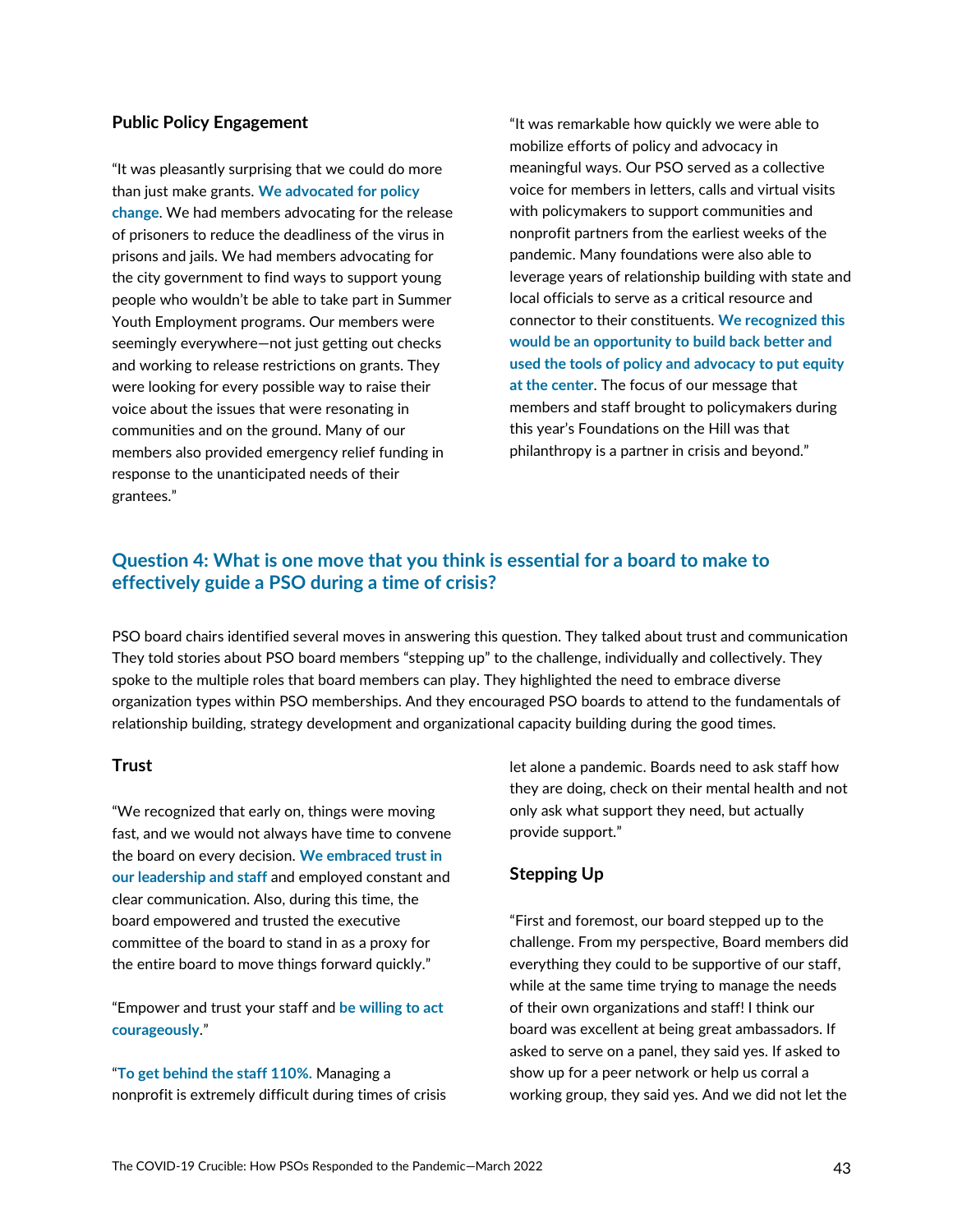### Public Policy Engagement

"It was pleasantly surprising that we could do more than just make grants. **We advocated for policy change**. We had members advocating for the release of prisoners to reduce the deadliness of the virus in prisons and jails. We had members advocating for the city government to find ways to support young people who wouldn't be able to take part in Summer Youth Employment programs. Our members were seemingly everywhere—not just getting out checks and working to release restrictions on grants. They were looking for every possible way to raise their voice about the issues that were resonating in communities and on the ground. Many of our members also provided emergency relief funding in response to the unanticipated needs of their grantees."

"It was remarkable how quickly we were able to mobilize efforts of policy and advocacy in meaningful ways. Our PSO served as a collective voice for members in letters, calls and virtual visits with policymakers to support communities and nonprofit partners from the earliest weeks of the pandemic. Many foundations were also able to leverage years of relationship building with state and local officials to serve as a critical resource and connector to their constituents. **We recognized this would be an opportunity to build back better and used the tools of policy and advocacy to put equity at the center**. The focus of our message that members and staff brought to policymakers during this year's Foundations on the Hill was that philanthropy is a partner in crisis and beyond."

## Question 4: What is one move that you think is essential for a board to make to effectively guide a PSO during a time of crisis?

PSO board chairs identified several moves in answering this question. They talked about trust and communication They told stories about PSO board members "stepping up" to the challenge, individually and collectively. They spoke to the multiple roles that board members can play. They highlighted the need to embrace diverse organization types within PSO memberships. And they encouraged PSO boards to attend to the fundamentals of relationship building, strategy development and organizational capacity building during the good times.

### Trust

"We recognized that early on, things were moving fast, and we would not always have time to convene the board on every decision. **We embraced trust in our leadership and staff** and employed constant and clear communication. Also, during this time, the board empowered and trusted the executive committee of the board to stand in as a proxy for the entire board to move things forward quickly."

"Empower and trust your staff and **be willing to act courageously**."

"**To get behind the staff 110%.** Managing a nonprofit is extremely difficult during times of crisis let alone a pandemic. Boards need to ask staff how they are doing, check on their mental health and not only ask what support they need, but actually provide support."

### Stepping Up

"First and foremost, our board stepped up to the challenge. From my perspective, Board members did everything they could to be supportive of our staff, while at the same time trying to manage the needs of their own organizations and staff! I think our board was excellent at being great ambassadors. If asked to serve on a panel, they said yes. If asked to show up for a peer network or help us corral a working group, they said yes. And we did not let the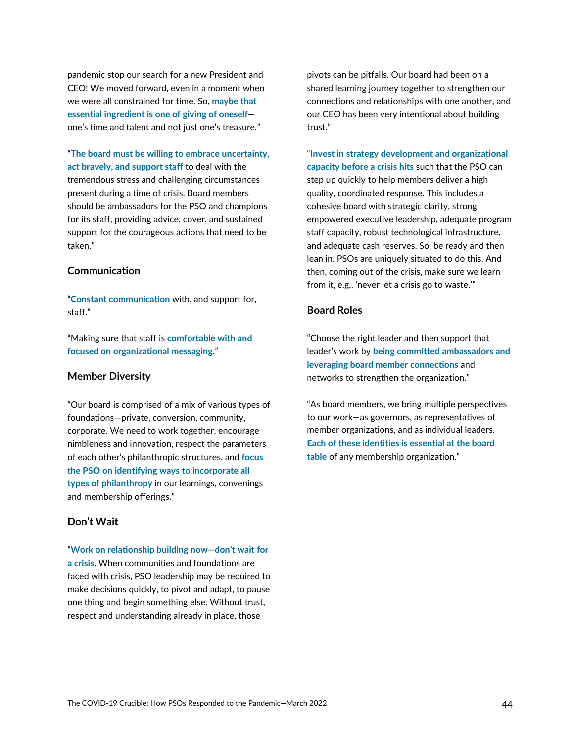pandemic stop our search for a new President and CEO! We moved forward, even in a moment when we were all constrained for time. So, **maybe that essential ingredient is one of giving of oneself**—one's time and talent and not just one's treasure."

"**The board must be willing to embrace uncertainty, act bravely, and support staff** to deal with the tremendous stress and challenging circumstances present during a time of crisis. Board members should be ambassadors for the PSO and champions for its staff, providing advice, cover, and sustained support for the courageous actions that need to be taken."

### Communication

"**Constant communication** with, and support for, staff."

"Making sure that staff is **comfortable with and focused on organizational messaging**."

### Member Diversity

"Our board is comprised of a mix of various types of foundations—private, conversion, community, corporate. We need to work together, encourage nimbleness and innovation, respect the parameters of each other's philanthropic structures, and **focus the PSO on identifying ways to incorporate all types of philanthropy** in our learnings, convenings and membership offerings."

### Don't Wait

"**Work on relationship building now—don't wait for a crisis**. When communities and foundations are faced with crisis, PSO leadership may be required to make decisions quickly, to pivot and adapt, to pause one thing and begin something else. Without trust, respect and understanding already in place, those pivots can be pitfalls. Our board had been on a shared learning journey together to strengthen our connections and relationships with one another, and our CEO has been very intentional about building trust."

"**Invest in strategy development and organizational capacity before a crisis hits** such that the PSO can step up quickly to help members deliver a high quality, coordinated response. This includes a cohesive board with strategic clarity, strong, empowered executive leadership, adequate program staff capacity, robust technological infrastructure, and adequate cash reserves. So, be ready and then lean in. PSOs are uniquely situated to do this. And then, coming out of the crisis, make sure we learn from it, e.g., 'never let a crisis go to waste.'"

### Board Roles

"Choose the right leader and then support that leader's work by **being committed ambassadors and leveraging board member connections** and networks to strengthen the organization."

"As board members, we bring multiple perspectives to our work—as governors, as representatives of member organizations, and as individual leaders. **Each of these identities is essential at the board table** of any membership organization."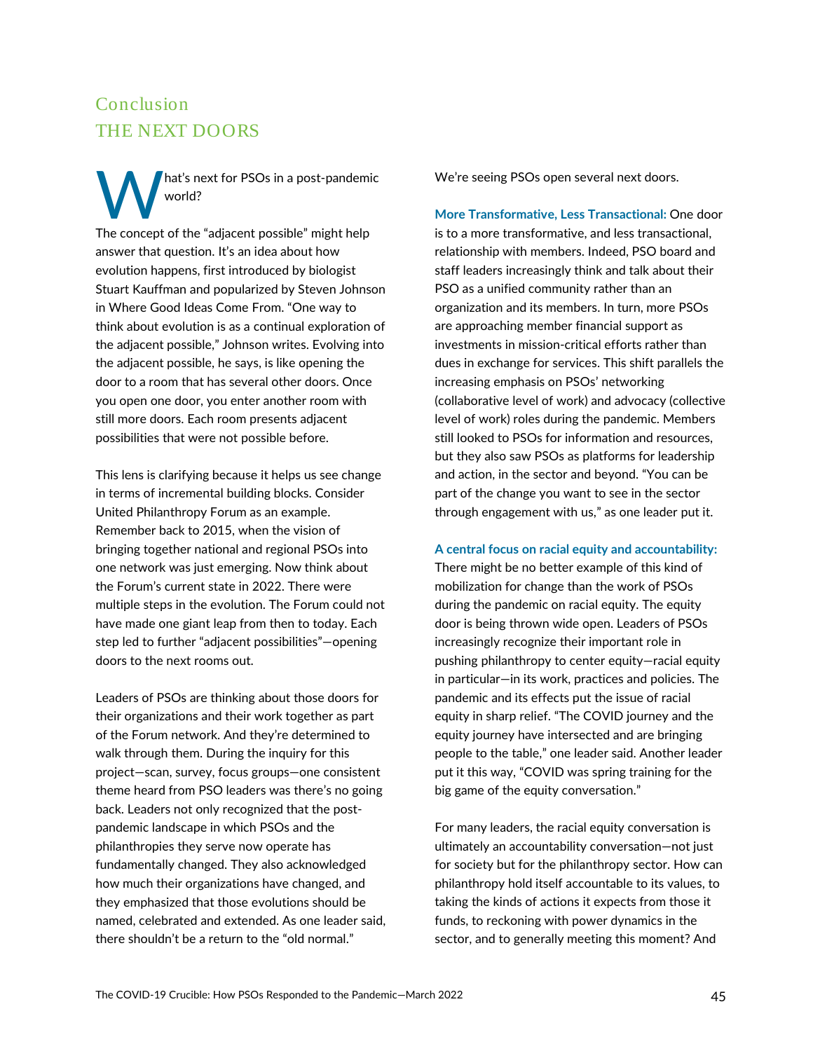## Conclusion
## THE NEXT DOORS

What's next for PSOs in a post-pandemic world?

The concept of the "adjacent possible" might help answer that question. It's an idea about how evolution happens, first introduced by biologist Stuart Kauffman and popularized by Steven Johnson in Where Good Ideas Come From. "One way to think about evolution is as a continual exploration of the adjacent possible," Johnson writes. Evolving into the adjacent possible, he says, is like opening the door to a room that has several other doors. Once you open one door, you enter another room with still more doors. Each room presents adjacent possibilities that were not possible before.

This lens is clarifying because it helps us see change in terms of incremental building blocks. Consider United Philanthropy Forum as an example. Remember back to 2015, when the vision of bringing together national and regional PSOs into one network was just emerging. Now think about the Forum's current state in 2022. There were multiple steps in the evolution. The Forum could not have made one giant leap from then to today. Each step led to further "adjacent possibilities"—opening doors to the next rooms out.

Leaders of PSOs are thinking about those doors for their organizations and their work together as part of the Forum network. And they're determined to walk through them. During the inquiry for this project—scan, survey, focus groups—one consistent theme heard from PSO leaders was there's no going back. Leaders not only recognized that the post-pandemic landscape in which PSOs and the philanthropies they serve now operate has fundamentally changed. They also acknowledged how much their organizations have changed, and they emphasized that those evolutions should be named, celebrated and extended. As one leader said, there shouldn't be a return to the "old normal."

We're seeing PSOs open several next doors.

**More Transformative, Less Transactional:** One door is to a more transformative, and less transactional, relationship with members. Indeed, PSO board and staff leaders increasingly think and talk about their PSO as a unified community rather than an organization and its members. In turn, more PSOs are approaching member financial support as investments in mission-critical efforts rather than dues in exchange for services. This shift parallels the increasing emphasis on PSOs' networking (collaborative level of work) and advocacy (collective level of work) roles during the pandemic. Members still looked to PSOs for information and resources, but they also saw PSOs as platforms for leadership and action, in the sector and beyond. "You can be part of the change you want to see in the sector through engagement with us," as one leader put it.

**A central focus on racial equity and accountability:** There might be no better example of this kind of mobilization for change than the work of PSOs during the pandemic on racial equity. The equity door is being thrown wide open. Leaders of PSOs increasingly recognize their important role in pushing philanthropy to center equity—racial equity in particular—in its work, practices and policies. The pandemic and its effects put the issue of racial equity in sharp relief. "The COVID journey and the equity journey have intersected and are bringing people to the table," one leader said. Another leader put it this way, "COVID was spring training for the big game of the equity conversation."

For many leaders, the racial equity conversation is ultimately an accountability conversation—not just for society but for the philanthropy sector. How can philanthropy hold itself accountable to its values, to taking the kinds of actions it expects from those it funds, to reckoning with power dynamics in the sector, and to generally meeting this moment? And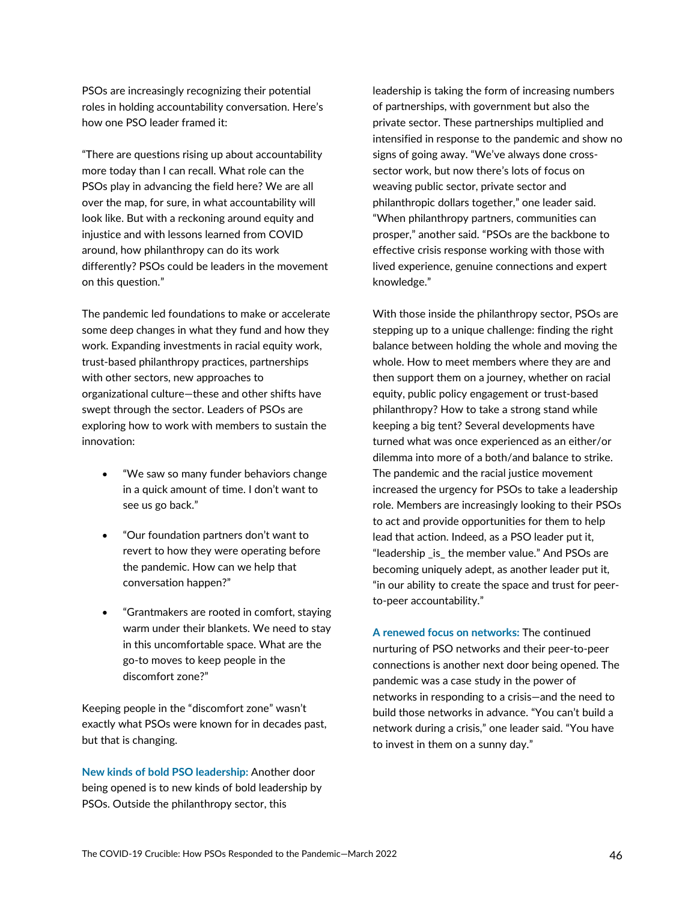PSOs are increasingly recognizing their potential roles in holding accountability conversation. Here's how one PSO leader framed it:

"There are questions rising up about accountability more today than I can recall. What role can the PSOs play in advancing the field here? We are all over the map, for sure, in what accountability will look like. But with a reckoning around equity and injustice and with lessons learned from COVID around, how philanthropy can do its work differently? PSOs could be leaders in the movement on this question."

The pandemic led foundations to make or accelerate some deep changes in what they fund and how they work. Expanding investments in racial equity work, trust-based philanthropy practices, partnerships with other sectors, new approaches to organizational culture—these and other shifts have swept through the sector. Leaders of PSOs are exploring how to work with members to sustain the innovation:

- "We saw so many funder behaviors change in a quick amount of time. I don't want to see us go back."
- "Our foundation partners don't want to revert to how they were operating before the pandemic. How can we help that conversation happen?"
- "Grantmakers are rooted in comfort, staying warm under their blankets. We need to stay in this uncomfortable space. What are the go-to moves to keep people in the discomfort zone?"

Keeping people in the "discomfort zone" wasn't exactly what PSOs were known for in decades past, but that is changing.

**New kinds of bold PSO leadership:** Another door being opened is to new kinds of bold leadership by PSOs. Outside the philanthropy sector, this leadership is taking the form of increasing numbers of partnerships, with government but also the private sector. These partnerships multiplied and intensified in response to the pandemic and show no signs of going away. "We've always done cross-sector work, but now there's lots of focus on weaving public sector, private sector and philanthropic dollars together," one leader said. "When philanthropy partners, communities can prosper," another said. "PSOs are the backbone to effective crisis response working with those with lived experience, genuine connections and expert knowledge."

With those inside the philanthropy sector, PSOs are stepping up to a unique challenge: finding the right balance between holding the whole and moving the whole. How to meet members where they are and then support them on a journey, whether on racial equity, public policy engagement or trust-based philanthropy? How to take a strong stand while keeping a big tent? Several developments have turned what was once experienced as an either/or dilemma into more of a both/and balance to strike. The pandemic and the racial justice movement increased the urgency for PSOs to take a leadership role. Members are increasingly looking to their PSOs to act and provide opportunities for them to help lead that action. Indeed, as a PSO leader put it, "leadership _is_ the member value." And PSOs are becoming uniquely adept, as another leader put it, "in our ability to create the space and trust for peer-to-peer accountability."

**A renewed focus on networks:** The continued nurturing of PSO networks and their peer-to-peer connections is another next door being opened. The pandemic was a case study in the power of networks in responding to a crisis—and the need to build those networks in advance. "You can't build a network during a crisis," one leader said. "You have to invest in them on a sunny day."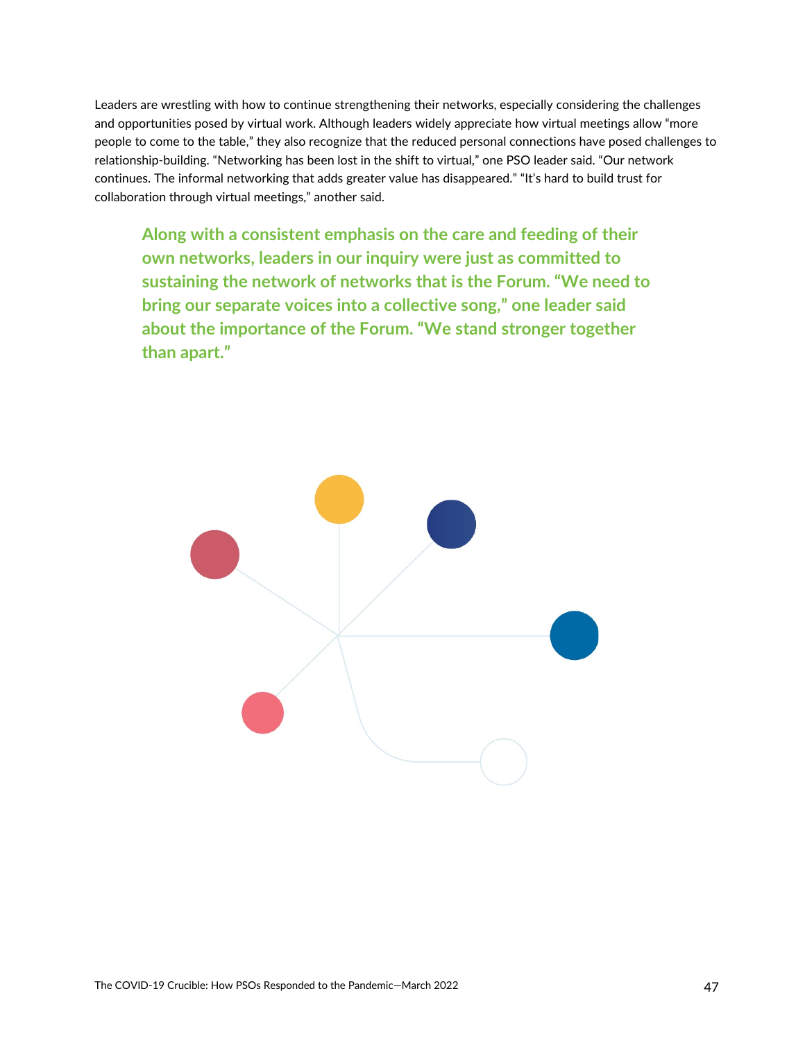Leaders are wrestling with how to continue strengthening their networks, especially considering the challenges and opportunities posed by virtual work. Although leaders widely appreciate how virtual meetings allow "more people to come to the table," they also recognize that the reduced personal connections have posed challenges to relationship-building. "Networking has been lost in the shift to virtual," one PSO leader said. "Our network continues. The informal networking that adds greater value has disappeared." "It's hard to build trust for collaboration through virtual meetings," another said.

> **Along with a consistent emphasis on the care and feeding of their own networks, leaders in our inquiry were just as committed to sustaining the network of networks that is the Forum. "We need to bring our separate voices into a collective song," one leader said about the importance of the Forum. "We stand stronger together than apart."**